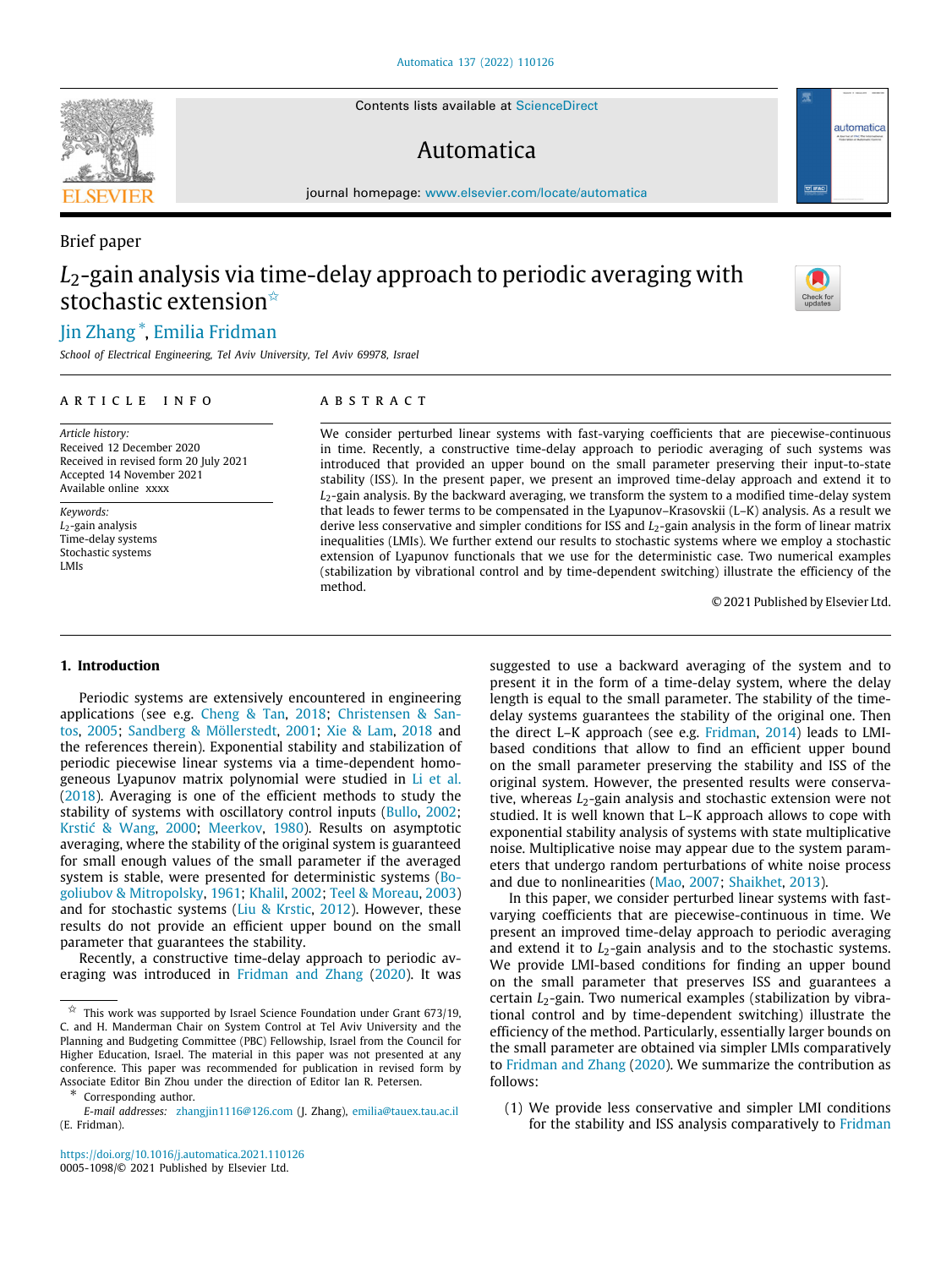Brief paper

# $L_2$-gain analysis via time-delay approach to periodic averaging with stochastic extension [☆]

Jin Zhang [*], Emilia Fridman

*School of Electrical Engineering, Tel Aviv University, Tel Aviv 69978, Israel*

---

**ARTICLE INFO**

*Article history:*
Received 12 December 2020
Received in revised form 20 July 2021
Accepted 14 November 2021
Available online xxxx

*Keywords:*
$L_2$-gain analysis
Time-delay systems
Stochastic systems
LMIs

**ABSTRACT**

We consider perturbed linear systems with fast-varying coefficients that are piecewise-continuous in time. Recently, a constructive time-delay approach to periodic averaging of such systems was introduced that provided an upper bound on the small parameter preserving their input-to-state stability (ISS). In the present paper, we present an improved time-delay approach and extend it to $L_2$-gain analysis. By the backward averaging, we transform the system to a modified time-delay system that leads to fewer terms to be compensated in the Lyapunov–Krasovskii (L–K) analysis. As a result we derive less conservative and simpler conditions for ISS and $L_2$-gain analysis in the form of linear matrix inequalities (LMIs). We further extend our results to stochastic systems where we employ a stochastic extension of Lyapunov functionals that we use for the deterministic case. Two numerical examples (stabilization by vibrational control and by time-dependent switching) illustrate the efficiency of the method.

© 2021 Published by Elsevier Ltd.

---

## 1. Introduction

Periodic systems are extensively encountered in engineering applications (see e.g. Cheng & Tan, 2018; Christensen & Santos, 2005; Sandberg & Möllerstedt, 2001; Xie & Lam, 2018 and the references therein). Exponential stability and stabilization of periodic piecewise linear systems via a time-dependent homogeneous Lyapunov matrix polynomial were studied in Li et al. (2018). Averaging is one of the efficient methods to study the stability of systems with oscillatory control inputs (Bullo, 2002; Krstić & Wang, 2000; Meerkov, 1980). Results on asymptotic averaging, where the stability of the original system is guaranteed for small enough values of the small parameter if the averaged system is stable, were presented for deterministic systems (Bogoliubov & Mitropolsky, 1961; Khalil, 2002; Teel & Moreau, 2003) and for stochastic systems (Liu & Krstic, 2012). However, these results do not provide an efficient upper bound on the small parameter that guarantees the stability.

Recently, a constructive time-delay approach to periodic averaging was introduced in Fridman and Zhang (2020). It was suggested to use a backward averaging of the system and to present it in the form of a time-delay system, where the delay length is equal to the small parameter. The stability of the time-delay systems guarantees the stability of the original one. Then the direct L–K approach (see e.g. Fridman, 2014) leads to LMI-based conditions that allow to find an efficient upper bound on the small parameter preserving the stability and ISS of the original system. However, the presented results were conservative, whereas $L_2$-gain analysis and stochastic extension were not studied. It is well known that L–K approach allows to cope with exponential stability analysis of systems with state multiplicative noise. Multiplicative noise may appear due to the system parameters that undergo random perturbations of white noise process and due to nonlinearities (Mao, 2007; Shaikhet, 2013).

In this paper, we consider perturbed linear systems with fast-varying coefficients that are piecewise-continuous in time. We present an improved time-delay approach to periodic averaging and extend it to $L_2$-gain analysis and to the stochastic systems. We provide LMI-based conditions for finding an upper bound on the small parameter that preserves ISS and guarantees a certain $L_2$-gain. Two numerical examples (stabilization by vibrational control and by time-dependent switching) illustrate the efficiency of the method. Particularly, essentially larger bounds on the small parameter are obtained via simpler LMIs comparatively to Fridman and Zhang (2020). We summarize the contribution as follows:

(1) We provide less conservative and simpler LMI conditions for the stability and ISS analysis comparatively to Fridman

---

[☆] This work was supported by Israel Science Foundation under Grant 673/19, C. and H. Manderman Chair on System Control at Tel Aviv University and the Planning and Budgeting Committee (PBC) Fellowship, Israel from the Council for Higher Education, Israel. The material in this paper was not presented at any conference. This paper was recommended for publication in revised form by Associate Editor Bin Zhou under the direction of Editor Ian R. Petersen.

[*] Corresponding author.

*E-mail addresses:* zhangjin1116@126.com (J. Zhang), emilia@tauex.tau.ac.il (E. Fridman).

https://doi.org/10.1016/j.automatica.2021.110126
0005-1098/© 2021 Published by Elsevier Ltd.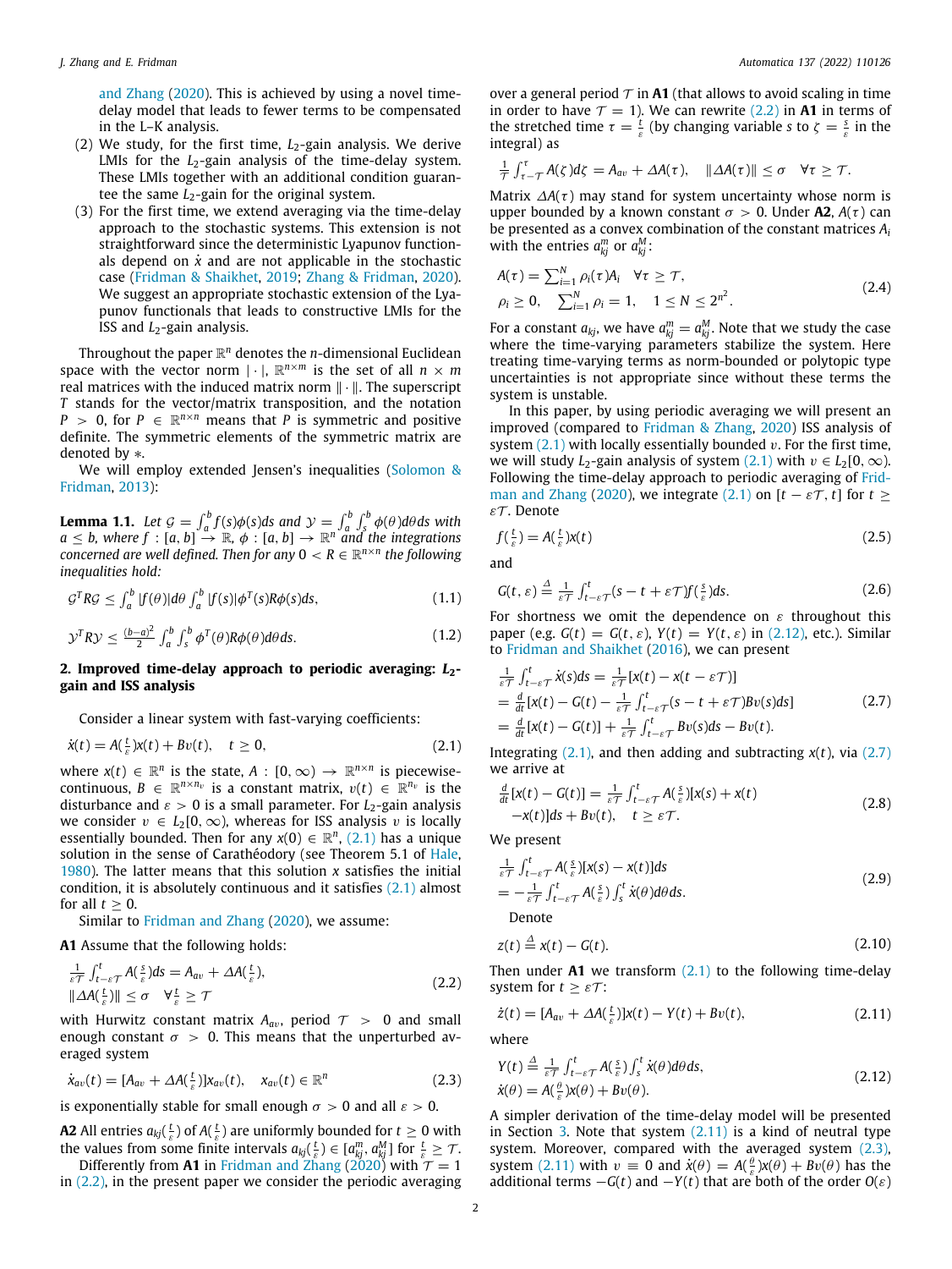and Zhang (2020). This is achieved by using a novel time-delay model that leads to fewer terms to be compensated in the L–K analysis.

(2) We study, for the first time, $L_2$-gain analysis. We derive LMIs for the $L_2$-gain analysis of the time-delay system. These LMIs together with an additional condition guarantee the same $L_2$-gain for the original system.

(3) For the first time, we extend averaging via the time-delay approach to the stochastic systems. This extension is not straightforward since the deterministic Lyapunov functionals depend on $\dot{x}$ and are not applicable in the stochastic case (Fridman & Shaikhet, 2019; Zhang & Fridman, 2020). We suggest an appropriate stochastic extension of the Lyapunov functionals that leads to constructive LMIs for the ISS and $L_2$-gain analysis.

Throughout the paper $\mathbb{R}^n$ denotes the $n$-dimensional Euclidean space with the vector norm $|\cdot|$, $\mathbb{R}^{n\times m}$ is the set of all $n \times m$ real matrices with the induced matrix norm $\|\cdot\|$. The superscript $T$ stands for the vector/matrix transposition, and the notation $P > 0$, for $P \in \mathbb{R}^{n\times n}$ means that $P$ is symmetric and positive definite. The symmetric elements of the symmetric matrix are denoted by $*$.

We will employ extended Jensen's inequalities (Solomon & Fridman, 2013):

**Lemma 1.1.** *Let $\mathcal{G} = \int_a^b f(s)\phi(s)ds$ and $\mathcal{Y} = \int_a^b \int_s^b \phi(\theta)d\theta ds$ with $a \le b$, where $f : [a, b] \to \mathbb{R}$, $\phi : [a, b] \to \mathbb{R}^n$ and the integrations concerned are well defined. Then for any $0 < R \in \mathbb{R}^{n\times n}$ the following inequalities hold:*

$$\mathcal{G}^T R \mathcal{G} \le \int_a^b |f(\theta)|d\theta \int_a^b |f(s)|\phi^T(s)R\phi(s)ds, \tag{1.1}$$

$$\mathcal{Y}^T R \mathcal{Y} \le \frac{(b-a)^2}{2} \int_a^b \int_s^b \phi^T(\theta)R\phi(\theta)d\theta ds. \tag{1.2}$$

## 2. Improved time-delay approach to periodic averaging: $L_2$-gain and ISS analysis

Consider a linear system with fast-varying coefficients:

$$\dot{x}(t) = A(\tfrac{t}{\varepsilon})x(t) + Bv(t), \quad t \ge 0, \tag{2.1}$$

where $x(t) \in \mathbb{R}^n$ is the state, $A : [0, \infty) \to \mathbb{R}^{n\times n}$ is piecewise-continuous, $B \in \mathbb{R}^{n\times n_v}$ is a constant matrix, $v(t) \in \mathbb{R}^{n_v}$ is the disturbance and $\varepsilon > 0$ is a small parameter. For $L_2$-gain analysis we consider $v \in L_2[0, \infty)$, whereas for ISS analysis $v$ is locally essentially bounded. Then for any $x(0) \in \mathbb{R}^n$, (2.1) has a unique solution in the sense of Carathéodory (see Theorem 5.1 of Hale, 1980). The latter means that this solution $x$ satisfies the initial condition, it is absolutely continuous and it satisfies (2.1) almost for all $t \ge 0$.

Similar to Fridman and Zhang (2020), we assume:

**A1** Assume that the following holds:

$$\begin{aligned}
&\tfrac{1}{\varepsilon\mathcal{T}} \int_{t-\varepsilon\mathcal{T}}^{t} A(\tfrac{s}{\varepsilon})ds = A_{av} + \Delta A(\tfrac{t}{\varepsilon}),\\
&\|\Delta A(\tfrac{t}{\varepsilon})\| \le \sigma \quad \forall \tfrac{t}{\varepsilon} \ge \mathcal{T}
\end{aligned} \tag{2.2}$$

with Hurwitz constant matrix $A_{av}$, period $\mathcal{T} > 0$ and small enough constant $\sigma > 0$. This means that the unperturbed averaged system

$$\dot{x}_{av}(t) = [A_{av} + \Delta A(\tfrac{t}{\varepsilon})]x_{av}(t), \quad x_{av}(t) \in \mathbb{R}^n \tag{2.3}$$

is exponentially stable for small enough $\sigma > 0$ and all $\varepsilon > 0$.

**A2** All entries $a_{kj}(\frac{t}{\varepsilon})$ of $A(\frac{t}{\varepsilon})$ are uniformly bounded for $t \ge 0$ with the values from some finite intervals $a_{kj}(\frac{t}{\varepsilon}) \in [a_{kj}^m, a_{kj}^M]$ for $\frac{t}{\varepsilon} \ge \mathcal{T}$.

Differently from **A1** in Fridman and Zhang (2020) with $\mathcal{T} = 1$ in (2.2), in the present paper we consider the periodic averaging over a general period $\mathcal{T}$ in **A1** (that allows to avoid scaling in time in order to have $\mathcal{T} = 1$). We can rewrite (2.2) in **A1** in terms of the stretched time $\tau = \frac{t}{\varepsilon}$ (by changing variable $s$ to $\zeta = \frac{s}{\varepsilon}$ in the integral) as

$$\tfrac{1}{\mathcal{T}} \int_{\tau-\mathcal{T}}^{\tau} A(\zeta)d\zeta = A_{av} + \Delta A(\tau), \quad \|\Delta A(\tau)\| \le \sigma \quad \forall \tau \ge \mathcal{T}.$$

Matrix $\Delta A(\tau)$ may stand for system uncertainty whose norm is upper bounded by a known constant $\sigma > 0$. Under **A2**, $A(\tau)$ can be presented as a convex combination of the constant matrices $A_i$ with the entries $a_{kj}^m$ or $a_{kj}^M$:

$$\begin{aligned}
&A(\tau) = \textstyle\sum_{i=1}^N \rho_i(\tau)A_i \quad \forall \tau \ge \mathcal{T},\\
&\rho_i \ge 0, \quad \textstyle\sum_{i=1}^N \rho_i = 1, \quad 1 \le N \le 2^{n^2}.
\end{aligned} \tag{2.4}$$

For a constant $a_{kj}$, we have $a_{kj}^m = a_{kj}^M$. Note that we study the case where the time-varying parameters stabilize the system. Here treating time-varying terms as norm-bounded or polytopic type uncertainties is not appropriate since without these terms the system is unstable.

In this paper, by using periodic averaging we will present an improved (compared to Fridman & Zhang, 2020) ISS analysis of system (2.1) with locally essentially bounded $v$. For the first time, we will study $L_2$-gain analysis of system (2.1) with $v \in L_2[0, \infty)$. Following the time-delay approach to periodic averaging of Fridman and Zhang (2020), we integrate (2.1) on $[t - \varepsilon\mathcal{T}, t]$ for $t \ge \varepsilon\mathcal{T}$. Denote

$$f(\tfrac{t}{\varepsilon}) = A(\tfrac{t}{\varepsilon})x(t) \tag{2.5}$$

and

$$G(t, \varepsilon) \triangleq \tfrac{1}{\varepsilon\mathcal{T}} \int_{t-\varepsilon\mathcal{T}}^{t} (s - t + \varepsilon\mathcal{T})f(\tfrac{s}{\varepsilon})ds. \tag{2.6}$$

For shortness we omit the dependence on $\varepsilon$ throughout this paper (e.g. $G(t) = G(t, \varepsilon)$, $Y(t) = Y(t, \varepsilon)$ in (2.12), etc.). Similar to Fridman and Shaikhet (2016), we can present

$$\begin{aligned}
&\tfrac{1}{\varepsilon\mathcal{T}} \int_{t-\varepsilon\mathcal{T}}^{t} \dot{x}(s)ds = \tfrac{1}{\varepsilon\mathcal{T}}[x(t) - x(t - \varepsilon\mathcal{T})]\\
&= \tfrac{d}{dt}[x(t) - G(t) - \tfrac{1}{\varepsilon\mathcal{T}} \int_{t-\varepsilon\mathcal{T}}^{t} (s - t + \varepsilon\mathcal{T})Bv(s)ds]\\
&= \tfrac{d}{dt}[x(t) - G(t)] + \tfrac{1}{\varepsilon\mathcal{T}} \int_{t-\varepsilon\mathcal{T}}^{t} Bv(s)ds - Bv(t).
\end{aligned} \tag{2.7}$$

Integrating (2.1), and then adding and subtracting $x(t)$, via (2.7) we arrive at

$$\begin{aligned}
&\tfrac{d}{dt}[x(t) - G(t)] = \tfrac{1}{\varepsilon\mathcal{T}} \int_{t-\varepsilon\mathcal{T}}^{t} A(\tfrac{s}{\varepsilon})[x(s) + x(t)\\
&\quad -x(t)]ds + Bv(t), \quad t \ge \varepsilon\mathcal{T}.
\end{aligned} \tag{2.8}$$

We present

$$\begin{aligned}
&\tfrac{1}{\varepsilon\mathcal{T}} \int_{t-\varepsilon\mathcal{T}}^{t} A(\tfrac{s}{\varepsilon})[x(s) - x(t)]ds\\
&= -\tfrac{1}{\varepsilon\mathcal{T}} \int_{t-\varepsilon\mathcal{T}}^{t} A(\tfrac{s}{\varepsilon}) \int_s^t \dot{x}(\theta)d\theta ds.
\end{aligned} \tag{2.9}$$

Denote

$$z(t) \triangleq x(t) - G(t). \tag{2.10}$$

Then under **A1** we transform (2.1) to the following time-delay system for $t \ge \varepsilon\mathcal{T}$:

$$\dot{z}(t) = [A_{av} + \Delta A(\tfrac{t}{\varepsilon})]x(t) - Y(t) + Bv(t), \tag{2.11}$$

where

$$\begin{aligned}
&Y(t) \triangleq \tfrac{1}{\varepsilon\mathcal{T}} \int_{t-\varepsilon\mathcal{T}}^{t} A(\tfrac{s}{\varepsilon}) \int_s^t \dot{x}(\theta)d\theta ds,\\
&\dot{x}(\theta) = A(\tfrac{\theta}{\varepsilon})x(\theta) + Bv(\theta).
\end{aligned} \tag{2.12}$$

A simpler derivation of the time-delay model will be presented in Section 3. Note that system (2.11) is a kind of neutral type system. Moreover, compared with the averaged system (2.3), system (2.11) with $v \equiv 0$ and $\dot{x}(\theta) = A(\frac{\theta}{\varepsilon})x(\theta) + Bv(\theta)$ has the additional terms $-G(t)$ and $-Y(t)$ that are both of the order $O(\varepsilon)$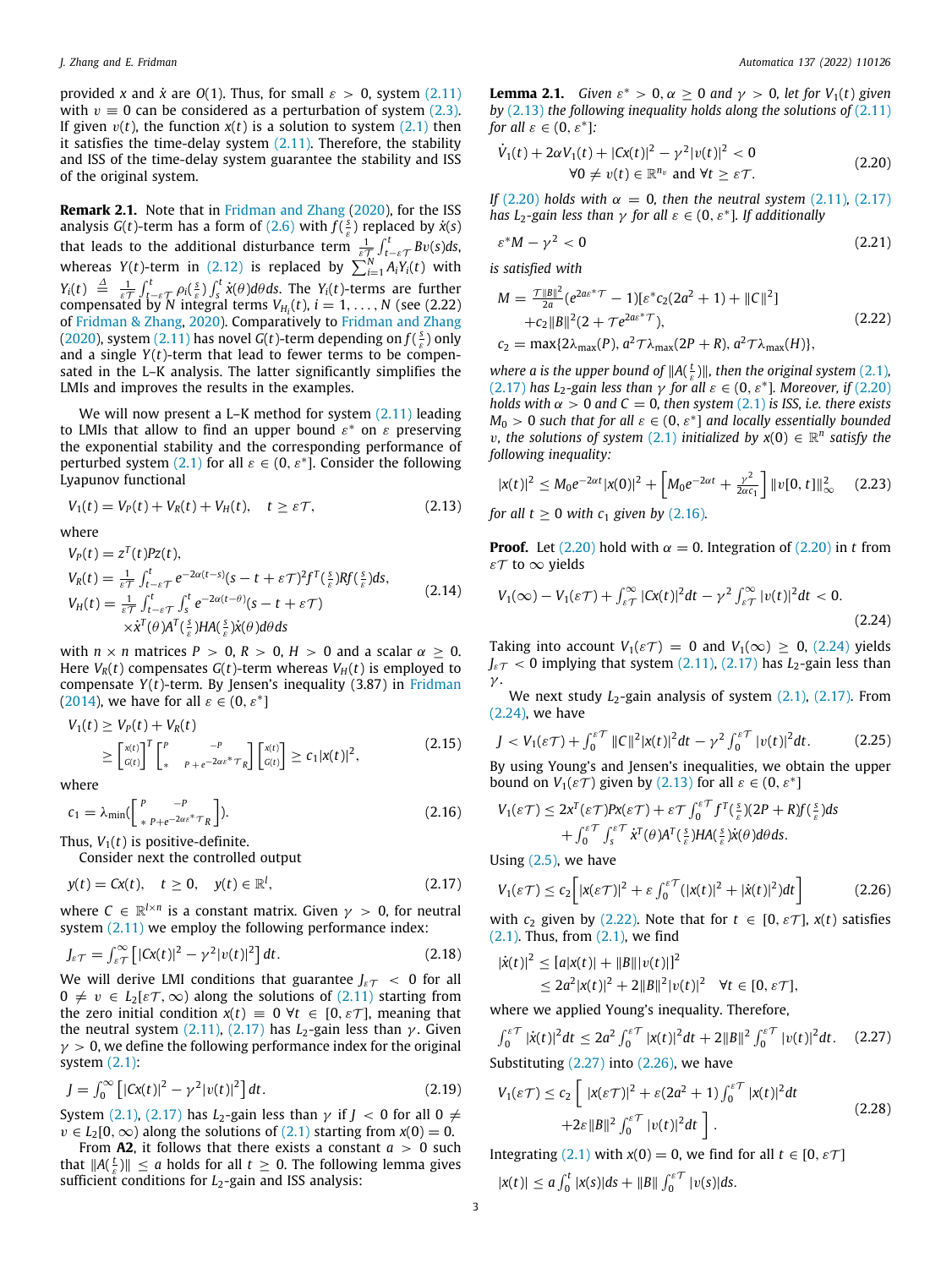provided $x$ and $\dot{x}$ are $O(1)$. Thus, for small $\varepsilon > 0$, system (2.11) with $v \equiv 0$ can be considered as a perturbation of system (2.3). If given $v(t)$, the function $x(t)$ is a solution to system (2.1) then it satisfies the time-delay system (2.11). Therefore, the stability and ISS of the time-delay system guarantee the stability and ISS of the original system.

**Remark 2.1.** Note that in Fridman and Zhang (2020), for the ISS analysis $G(t)$-term has a form of (2.6) with $f(\frac{s}{\varepsilon})$ replaced by $\dot{x}(s)$ that leads to the additional disturbance term $\frac{1}{\varepsilon\mathcal{T}}\int_{t-\varepsilon\mathcal{T}}^{t} Bv(s)ds$, whereas $Y(t)$-term in (2.12) is replaced by $\sum_{i=1}^{N} A_i Y_i(t)$ with $Y_i(t) \triangleq \frac{1}{\varepsilon\mathcal{T}}\int_{t-\varepsilon\mathcal{T}}^{t}\rho_i(\frac{s}{\varepsilon})\int_s^t \dot{x}(\theta)d\theta ds$. The $Y_i(t)$-terms are further compensated by $N$ integral terms $V_{H_i}(t)$, $i = 1,\ldots,N$ (see (2.22) of Fridman & Zhang, 2020). Comparatively to Fridman and Zhang (2020), system (2.11) has novel $G(t)$-term depending on $f(\frac{s}{\varepsilon})$ only and a single $Y(t)$-term that lead to fewer terms to be compensated in the L–K analysis. The latter significantly simplifies the LMIs and improves the results in the examples.

We will now present a L–K method for system (2.11) leading to LMIs that allow to find an upper bound $\varepsilon^*$ on $\varepsilon$ preserving the exponential stability and the corresponding performance of perturbed system (2.1) for all $\varepsilon \in (0, \varepsilon^*]$. Consider the following Lyapunov functional

$$V_1(t) = V_P(t) + V_R(t) + V_H(t), \quad t \geq \varepsilon\mathcal{T}, \tag{2.13}$$

where

$$\begin{aligned}
V_P(t) &= z^T(t)Pz(t),\\
V_R(t) &= \frac{1}{\varepsilon\mathcal{T}}\int_{t-\varepsilon\mathcal{T}}^{t} e^{-2\alpha(t-s)}(s-t+\varepsilon\mathcal{T})^2 f^T(\tfrac{s}{\varepsilon})Rf(\tfrac{s}{\varepsilon})ds,\\
V_H(t) &= \frac{1}{\varepsilon\mathcal{T}}\int_{t-\varepsilon\mathcal{T}}^{t}\int_s^t e^{-2\alpha(t-\theta)}(s-t+\varepsilon\mathcal{T})\\
&\quad\times \dot{x}^T(\theta)A^T(\tfrac{s}{\varepsilon})HA(\tfrac{s}{\varepsilon})\dot{x}(\theta)d\theta ds
\end{aligned} \tag{2.14}$$

with $n \times n$ matrices $P > 0$, $R > 0$, $H > 0$ and a scalar $\alpha \geq 0$. Here $V_R(t)$ compensates $G(t)$-term whereas $V_H(t)$ is employed to compensate $Y(t)$-term. By Jensen's inequality (3.87) in Fridman (2014), we have for all $\varepsilon \in (0, \varepsilon^*]$

$$\begin{aligned}
V_1(t) &\geq V_P(t) + V_R(t)\\
&\geq \begin{bmatrix} x(t)\\ G(t)\end{bmatrix}^T \begin{bmatrix} P & -P\\ * & P + e^{-2\alpha\varepsilon^*\mathcal{T}}R\end{bmatrix}\begin{bmatrix} x(t)\\ G(t)\end{bmatrix} \geq c_1|x(t)|^2,
\end{aligned} \tag{2.15}$$

where

$$c_1 = \lambda_{\min}\left(\begin{bmatrix} P & -P\\ * & P + e^{-2\alpha\varepsilon^*\mathcal{T}}R\end{bmatrix}\right). \tag{2.16}$$

Thus, $V_1(t)$ is positive-definite.

Consider next the controlled output

$$y(t) = Cx(t), \quad t \geq 0, \quad y(t) \in \mathbb{R}^l, \tag{2.17}$$

where $C \in \mathbb{R}^{l\times n}$ is a constant matrix. Given $\gamma > 0$, for neutral system (2.11) we employ the following performance index:

$$J_{\varepsilon\mathcal{T}} = \int_{\varepsilon\mathcal{T}}^{\infty}\left[|Cx(t)|^2 - \gamma^2|v(t)|^2\right]dt. \tag{2.18}$$

We will derive LMI conditions that guarantee $J_{\varepsilon\mathcal{T}} < 0$ for all $0 \neq v \in L_2[\varepsilon\mathcal{T}, \infty)$ along the solutions of (2.11) starting from the zero initial condition $x(t) \equiv 0\ \forall t \in [0, \varepsilon\mathcal{T}]$, meaning that the neutral system (2.11), (2.17) has $L_2$-gain less than $\gamma$. Given $\gamma > 0$, we define the following performance index for the original system (2.1):

$$J = \int_0^{\infty}\left[|Cx(t)|^2 - \gamma^2|v(t)|^2\right]dt. \tag{2.19}$$

System (2.1), (2.17) has $L_2$-gain less than $\gamma$ if $J < 0$ for all $0 \neq v \in L_2[0, \infty)$ along the solutions of (2.1) starting from $x(0) = 0$.

From **A2**, it follows that there exists a constant $a > 0$ such that $\|A(\frac{t}{\varepsilon})\| \leq a$ holds for all $t \geq 0$. The following lemma gives sufficient conditions for $L_2$-gain and ISS analysis:

**Lemma 2.1.** *Given $\varepsilon^* > 0$, $\alpha \geq 0$ and $\gamma > 0$, let for $V_1(t)$ given by (2.13) the following inequality holds along the solutions of (2.11) for all $\varepsilon \in (0, \varepsilon^*]$:*

$$\begin{aligned}
&\dot{V}_1(t) + 2\alpha V_1(t) + |Cx(t)|^2 - \gamma^2|v(t)|^2 < 0\\
&\qquad\qquad \forall 0 \neq v(t) \in \mathbb{R}^{n_v} \text{ and } \forall t \geq \varepsilon\mathcal{T}.
\end{aligned} \tag{2.20}$$

*If (2.20) holds with $\alpha = 0$, then the neutral system (2.11), (2.17) has $L_2$-gain less than $\gamma$ for all $\varepsilon \in (0, \varepsilon^*]$. If additionally*

$$\varepsilon^* M - \gamma^2 < 0 \tag{2.21}$$

*is satisfied with*

$$\begin{aligned}
M &= \tfrac{\mathcal{T}\|B\|^2}{2a}(e^{2a\varepsilon^*\mathcal{T}} - 1)[\varepsilon^* c_2(2a^2+1) + \|C\|^2]\\
&\quad + c_2\|B\|^2(2 + \mathcal{T}e^{2a\varepsilon^*\mathcal{T}}),\\
c_2 &= \max\{2\lambda_{\max}(P),\ a^2\mathcal{T}\lambda_{\max}(2P+R),\ a^2\mathcal{T}\lambda_{\max}(H)\},
\end{aligned} \tag{2.22}$$

*where $a$ is the upper bound of $\|A(\frac{t}{\varepsilon})\|$, then the original system (2.1), (2.17) has $L_2$-gain less than $\gamma$ for all $\varepsilon \in (0, \varepsilon^*]$. Moreover, if (2.20) holds with $\alpha > 0$ and $C = 0$, then system (2.1) is ISS, i.e. there exists $M_0 > 0$ such that for all $\varepsilon \in (0, \varepsilon^*]$ and locally essentially bounded $v$, the solutions of system (2.1) initialized by $x(0) \in \mathbb{R}^n$ satisfy the following inequality:*

$$|x(t)|^2 \leq M_0 e^{-2\alpha t}|x(0)|^2 + \left[M_0 e^{-2\alpha t} + \tfrac{\gamma^2}{2\alpha c_1}\right]\|v[0,t]\|_{\infty}^2 \tag{2.23}$$

*for all $t \geq 0$ with $c_1$ given by (2.16).*

**Proof.** Let (2.20) hold with $\alpha = 0$. Integration of (2.20) in $t$ from $\varepsilon\mathcal{T}$ to $\infty$ yields

$$V_1(\infty) - V_1(\varepsilon\mathcal{T}) + \int_{\varepsilon\mathcal{T}}^{\infty}|Cx(t)|^2dt - \gamma^2\int_{\varepsilon\mathcal{T}}^{\infty}|v(t)|^2dt < 0. \tag{2.24}$$

Taking into account $V_1(\varepsilon\mathcal{T}) = 0$ and $V_1(\infty) \geq 0$, (2.24) yields $J_{\varepsilon\mathcal{T}} < 0$ implying that system (2.11), (2.17) has $L_2$-gain less than $\gamma$.

We next study $L_2$-gain analysis of system (2.1), (2.17). From (2.24), we have

$$J < V_1(\varepsilon\mathcal{T}) + \int_0^{\varepsilon\mathcal{T}}\|C\|^2|x(t)|^2dt - \gamma^2\int_0^{\varepsilon\mathcal{T}}|v(t)|^2dt. \tag{2.25}$$

By using Young's and Jensen's inequalities, we obtain the upper bound on $V_1(\varepsilon\mathcal{T})$ given by (2.13) for all $\varepsilon \in (0, \varepsilon^*]$

$$\begin{aligned}
V_1(\varepsilon\mathcal{T}) &\leq 2x^T(\varepsilon\mathcal{T})Px(\varepsilon\mathcal{T}) + \varepsilon\mathcal{T}\int_0^{\varepsilon\mathcal{T}} f^T(\tfrac{s}{\varepsilon})(2P+R)f(\tfrac{s}{\varepsilon})ds\\
&\quad + \int_0^{\varepsilon\mathcal{T}}\int_s^{\varepsilon\mathcal{T}}\dot{x}^T(\theta)A^T(\tfrac{s}{\varepsilon})HA(\tfrac{s}{\varepsilon})\dot{x}(\theta)d\theta ds.
\end{aligned}$$

Using (2.5), we have

$$V_1(\varepsilon\mathcal{T}) \leq c_2\left[|x(\varepsilon\mathcal{T})|^2 + \varepsilon\int_0^{\varepsilon\mathcal{T}}(|x(t)|^2 + |\dot{x}(t)|^2)dt\right] \tag{2.26}$$

with $c_2$ given by (2.22). Note that for $t \in [0, \varepsilon\mathcal{T}]$, $x(t)$ satisfies (2.1). Thus, from (2.1), we find

$$\begin{aligned}
|\dot{x}(t)|^2 &\leq [a|x(t)| + \|B\||v(t)|]^2\\
&\leq 2a^2|x(t)|^2 + 2\|B\|^2|v(t)|^2 \quad \forall t \in [0, \varepsilon\mathcal{T}],
\end{aligned}$$

where we applied Young's inequality. Therefore,

$$\int_0^{\varepsilon\mathcal{T}}|\dot{x}(t)|^2dt \leq 2a^2\int_0^{\varepsilon\mathcal{T}}|x(t)|^2dt + 2\|B\|^2\int_0^{\varepsilon\mathcal{T}}|v(t)|^2dt. \tag{2.27}$$

Substituting (2.27) into (2.26), we have

$$\begin{aligned}
V_1(\varepsilon\mathcal{T}) &\leq c_2\bigg[\ |x(\varepsilon\mathcal{T})|^2 + \varepsilon(2a^2+1)\int_0^{\varepsilon\mathcal{T}}|x(t)|^2dt\\
&\quad + 2\varepsilon\|B\|^2\int_0^{\varepsilon\mathcal{T}}|v(t)|^2dt\ \bigg].
\end{aligned} \tag{2.28}$$

Integrating (2.1) with $x(0) = 0$, we find for all $t \in [0, \varepsilon\mathcal{T}]$

$$|x(t)| \leq a\int_0^t|x(s)|ds + \|B\|\int_0^{\varepsilon\mathcal{T}}|v(s)|ds.$$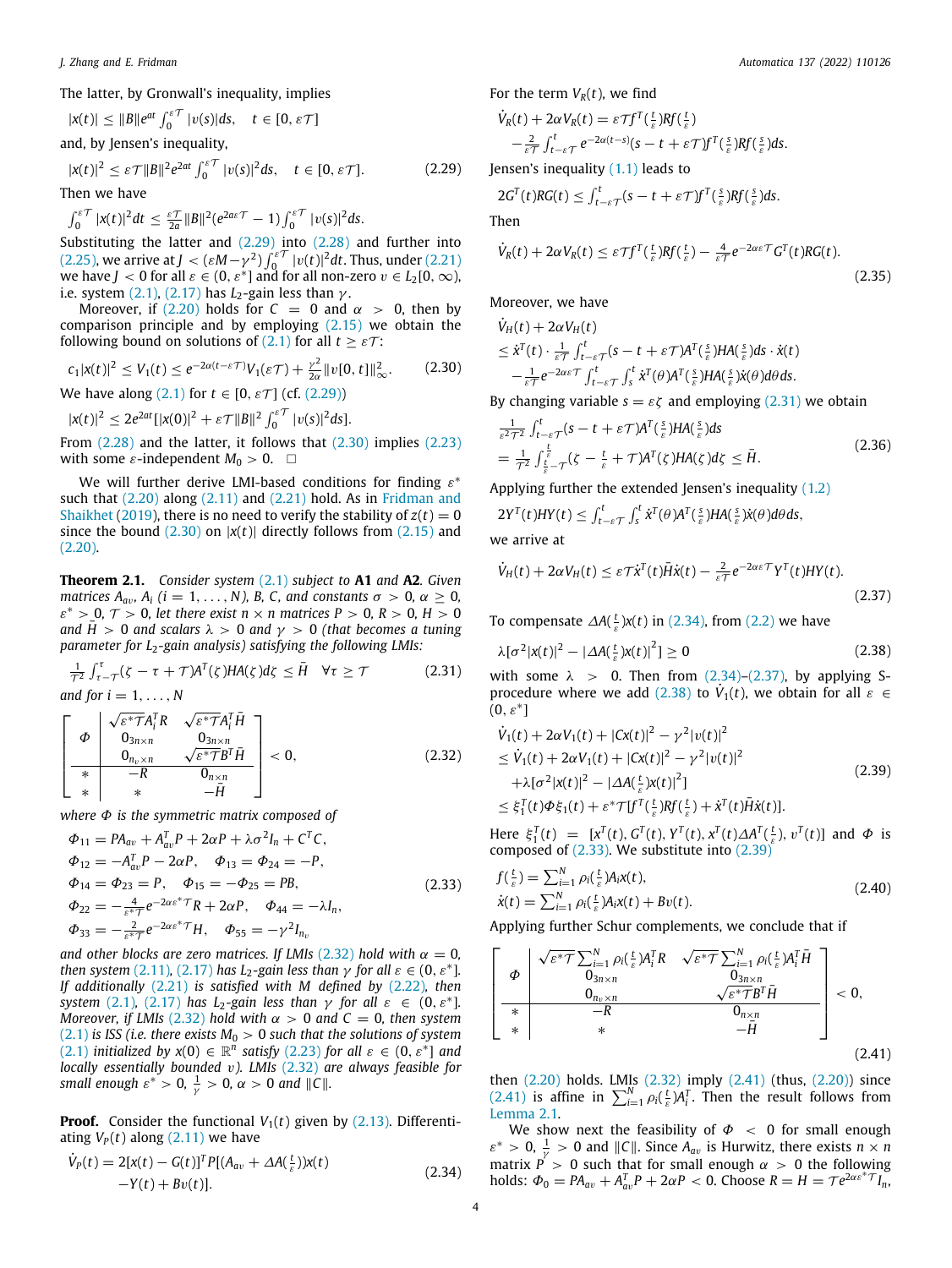The latter, by Gronwall's inequality, implies

$$|x(t)| \leq \|B\| e^{at} \int_0^{\varepsilon\mathcal{T}} |v(s)| ds, \quad t \in [0, \varepsilon\mathcal{T}]$$

and, by Jensen's inequality,

$$|x(t)|^2 \leq \varepsilon\mathcal{T} \|B\|^2 e^{2at} \int_0^{\varepsilon\mathcal{T}} |v(s)|^2 ds, \quad t \in [0, \varepsilon\mathcal{T}]. \tag{2.29}$$

Then we have

$$\int_0^{\varepsilon\mathcal{T}} |x(t)|^2 dt \leq \frac{\varepsilon\mathcal{T}}{2a} \|B\|^2 (e^{2a\varepsilon\mathcal{T}} - 1) \int_0^{\varepsilon\mathcal{T}} |v(s)|^2 ds.$$

Substituting the latter and (2.29) into (2.28) and further into (2.25), we arrive at $J < (\varepsilon M - \gamma^2) \int_0^{\varepsilon\mathcal{T}} |v(t)|^2 dt$. Thus, under (2.21) we have $J < 0$ for all $\varepsilon \in (0, \varepsilon^*]$ and for all non-zero $v \in L_2[0, \infty)$, i.e. system (2.1), (2.17) has $L_2$-gain less than $\gamma$.

Moreover, if (2.20) holds for $C = 0$ and $\alpha > 0$, then by comparison principle and by employing (2.15) we obtain the following bound on solutions of (2.1) for all $t \geq \varepsilon\mathcal{T}$:

$$c_1|x(t)|^2 \leq V_1(t) \leq e^{-2\alpha(t-\varepsilon\mathcal{T})} V_1(\varepsilon\mathcal{T}) + \frac{\gamma^2}{2\alpha} \|v[0,t]\|_\infty^2. \tag{2.30}$$

We have along (2.1) for $t \in [0, \varepsilon\mathcal{T}]$ (cf. (2.29))

$$|x(t)|^2 \leq 2e^{2at}[|x(0)|^2 + \varepsilon\mathcal{T}\|B\|^2 \int_0^{\varepsilon\mathcal{T}} |v(s)|^2 ds].$$

From (2.28) and the latter, it follows that (2.30) implies (2.23) with some $\varepsilon$-independent $M_0 > 0$. □

We will further derive LMI-based conditions for finding $\varepsilon^*$ such that (2.20) along (2.11) and (2.21) hold. As in Fridman and Shaikhet (2019), there is no need to verify the stability of $z(t) = 0$ since the bound (2.30) on $|x(t)|$ directly follows from (2.15) and (2.20).

**Theorem 2.1.** *Consider system (2.1) subject to* **A1** *and* **A2**. *Given matrices $A_{av}$, $A_i$ $(i = 1, \ldots, N)$, $B$, $C$, and constants $\sigma > 0$, $\alpha \geq 0$, $\varepsilon^* > 0$, $\mathcal{T} > 0$, let there exist $n \times n$ matrices $P > 0$, $R > 0$, $H > 0$ and $\bar{H} > 0$ and scalars $\lambda > 0$ and $\gamma > 0$ (that becomes a tuning parameter for $L_2$-gain analysis) satisfying the following LMIs:*

$$\frac{1}{\mathcal{T}^2} \int_{\tau-\mathcal{T}}^{\tau} (\zeta - \tau + \mathcal{T}) A^T(\zeta) H A(\zeta) d\zeta \leq \bar{H} \quad \forall \tau \geq \mathcal{T} \tag{2.31}$$

*and for $i = 1, \ldots, N$*

$$\left[\begin{array}{c|cc} \Phi & \begin{matrix} \sqrt{\varepsilon^*\mathcal{T}} A_i^T R \\ 0_{3n\times n} \\ 0_{n_v\times n} \end{matrix} & \begin{matrix} \sqrt{\varepsilon^*\mathcal{T}} A_i^T \bar{H} \\ 0_{3n\times n} \\ \sqrt{\varepsilon^*\mathcal{T}} B^T \bar{H} \end{matrix} \\ \hline * & -R & 0_{n\times n} \\ * & * & -\bar{H} \end{array}\right] < 0, \tag{2.32}$$

*where $\Phi$ is the symmetric matrix composed of*

$$\begin{aligned} &\Phi_{11} = PA_{av} + A_{av}^T P + 2\alpha P + \lambda\sigma^2 I_n + C^T C, \\ &\Phi_{12} = -A_{av}^T P - 2\alpha P, \quad \Phi_{13} = \Phi_{24} = -P, \\ &\Phi_{14} = \Phi_{23} = P, \quad \Phi_{15} = -\Phi_{25} = PB, \\ &\Phi_{22} = -\frac{4}{\varepsilon^*\mathcal{T}} e^{-2\alpha\varepsilon^*\mathcal{T}} R + 2\alpha P, \quad \Phi_{44} = -\lambda I_n, \\ &\Phi_{33} = -\frac{2}{\varepsilon^*\mathcal{T}} e^{-2\alpha\varepsilon^*\mathcal{T}} H, \quad \Phi_{55} = -\gamma^2 I_{n_v} \end{aligned} \tag{2.33}$$

*and other blocks are zero matrices. If LMIs (2.32) hold with $\alpha = 0$, then system (2.11), (2.17) has $L_2$-gain less than $\gamma$ for all $\varepsilon \in (0, \varepsilon^*]$. If additionally (2.21) is satisfied with $M$ defined by (2.22), then system (2.1), (2.17) has $L_2$-gain less than $\gamma$ for all $\varepsilon \in (0, \varepsilon^*]$. Moreover, if LMIs (2.32) hold with $\alpha > 0$ and $C = 0$, then system (2.1) is ISS (i.e. there exists $M_0 > 0$ such that the solutions of system (2.1) initialized by $x(0) \in \mathbb{R}^n$ satisfy (2.23) for all $\varepsilon \in (0, \varepsilon^*]$ and locally essentially bounded $v$). LMIs (2.32) are always feasible for small enough $\varepsilon^* > 0$, $\frac{1}{\gamma} > 0$, $\alpha > 0$ and $\|C\|$.*

**Proof.** Consider the functional $V_1(t)$ given by (2.13). Differentiating $V_P(t)$ along (2.11) we have

$$\begin{aligned} \dot{V}_P(t) = 2[x(t) - G(t)]^T P[(A_{av} + \Delta A(\tfrac{t}{\varepsilon}))x(t) \\ - Y(t) + Bv(t)]. \end{aligned} \tag{2.34}$$

For the term $V_R(t)$, we find

$$\begin{aligned} &\dot{V}_R(t) + 2\alpha V_R(t) = \varepsilon\mathcal{T} f^T(\tfrac{t}{\varepsilon}) R f(\tfrac{t}{\varepsilon}) \\ &- \frac{2}{\varepsilon\mathcal{T}} \int_{t-\varepsilon\mathcal{T}}^{t} e^{-2\alpha(t-s)} (s - t + \varepsilon\mathcal{T}) f^T(\tfrac{s}{\varepsilon}) R f(\tfrac{s}{\varepsilon}) ds. \end{aligned}$$

Jensen's inequality (1.1) leads to

$$2G^T(t) R G(t) \leq \int_{t-\varepsilon\mathcal{T}}^{t} (s - t + \varepsilon\mathcal{T}) f^T(\tfrac{s}{\varepsilon}) R f(\tfrac{s}{\varepsilon}) ds.$$

Then

$$\dot{V}_R(t) + 2\alpha V_R(t) \leq \varepsilon\mathcal{T} f^T(\tfrac{t}{\varepsilon}) R f(\tfrac{t}{\varepsilon}) - \frac{4}{\varepsilon\mathcal{T}} e^{-2\alpha\varepsilon\mathcal{T}} G^T(t) R G(t). \tag{2.35}$$

Moreover, we have

$$\begin{aligned} &\dot{V}_H(t) + 2\alpha V_H(t) \\ &\leq \dot{x}^T(t) \cdot \frac{1}{\varepsilon\mathcal{T}} \int_{t-\varepsilon\mathcal{T}}^{t} (s - t + \varepsilon\mathcal{T}) A^T(\tfrac{s}{\varepsilon}) H A(\tfrac{s}{\varepsilon}) ds \cdot \dot{x}(t) \\ &- \frac{1}{\varepsilon\mathcal{T}} e^{-2\alpha\varepsilon\mathcal{T}} \int_{t-\varepsilon\mathcal{T}}^{t} \int_s^t \dot{x}^T(\theta) A^T(\tfrac{s}{\varepsilon}) H A(\tfrac{s}{\varepsilon}) \dot{x}(\theta) d\theta ds. \end{aligned}$$

By changing variable $s = \varepsilon\zeta$ and employing (2.31) we obtain

$$\begin{aligned} &\frac{1}{\varepsilon^2\mathcal{T}^2} \int_{t-\varepsilon\mathcal{T}}^{t} (s - t + \varepsilon\mathcal{T}) A^T(\tfrac{s}{\varepsilon}) H A(\tfrac{s}{\varepsilon}) ds \\ &= \frac{1}{\mathcal{T}^2} \int_{\frac{t}{\varepsilon}-\mathcal{T}}^{\frac{t}{\varepsilon}} (\zeta - \tfrac{t}{\varepsilon} + \mathcal{T}) A^T(\zeta) H A(\zeta) d\zeta \leq \bar{H}. \end{aligned} \tag{2.36}$$

Applying further the extended Jensen's inequality (1.2)

$$2Y^T(t) H Y(t) \leq \int_{t-\varepsilon\mathcal{T}}^{t} \int_s^t \dot{x}^T(\theta) A^T(\tfrac{s}{\varepsilon}) H A(\tfrac{s}{\varepsilon}) \dot{x}(\theta) d\theta ds,$$

we arrive at

$$\dot{V}_H(t) + 2\alpha V_H(t) \leq \varepsilon\mathcal{T} \dot{x}^T(t) \bar{H} \dot{x}(t) - \frac{2}{\varepsilon\mathcal{T}} e^{-2\alpha\varepsilon\mathcal{T}} Y^T(t) H Y(t). \tag{2.37}$$

To compensate $\Delta A(\frac{t}{\varepsilon})x(t)$ in (2.34), from (2.2) we have

$$\lambda[\sigma^2|x(t)|^2 - |\Delta A(\tfrac{t}{\varepsilon})x(t)|^2] \geq 0 \tag{2.38}$$

with some $\lambda > 0$. Then from (2.34)–(2.37), by applying S-procedure where we add (2.38) to $\dot{V}_1(t)$, we obtain for all $\varepsilon \in (0, \varepsilon^*]$

$$\begin{aligned} &\dot{V}_1(t) + 2\alpha V_1(t) + |Cx(t)|^2 - \gamma^2|v(t)|^2 \\ &\leq \dot{V}_1(t) + 2\alpha V_1(t) + |Cx(t)|^2 - \gamma^2|v(t)|^2 \\ &+ \lambda[\sigma^2|x(t)|^2 - |\Delta A(\tfrac{t}{\varepsilon})x(t)|^2] \\ &\leq \xi_1^T(t) \Phi \xi_1(t) + \varepsilon^*\mathcal{T}[f^T(\tfrac{t}{\varepsilon}) R f(\tfrac{t}{\varepsilon}) + \dot{x}^T(t) \bar{H} \dot{x}(t)]. \end{aligned} \tag{2.39}$$

Here $\xi_1^T(t) = [x^T(t), G^T(t), Y^T(t), x^T(t)\Delta A^T(\frac{t}{\varepsilon}), v^T(t)]$ and $\Phi$ is composed of (2.33). We substitute into (2.39)

$$\begin{aligned} &f(\tfrac{t}{\varepsilon}) = \textstyle\sum_{i=1}^{N} \rho_i(\tfrac{t}{\varepsilon}) A_i x(t), \\ &\dot{x}(t) = \textstyle\sum_{i=1}^{N} \rho_i(\tfrac{t}{\varepsilon}) A_i x(t) + Bv(t). \end{aligned} \tag{2.40}$$

Applying further Schur complements, we conclude that if

$$\left[\begin{array}{c|cc} \Phi & \begin{matrix} \sqrt{\varepsilon^*\mathcal{T}} \sum_{i=1}^{N} \rho_i(\frac{t}{\varepsilon}) A_i^T R \\ 0_{3n\times n} \\ 0_{n_v\times n} \end{matrix} & \begin{matrix} \sqrt{\varepsilon^*\mathcal{T}} \sum_{i=1}^{N} \rho_i(\frac{t}{\varepsilon}) A_i^T \bar{H} \\ 0_{3n\times n} \\ \sqrt{\varepsilon^*\mathcal{T}} B^T \bar{H} \end{matrix} \\ \hline * & -R & 0_{n\times n} \\ * & * & -\bar{H} \end{array}\right] < 0, \tag{2.41}$$

then (2.20) holds. LMIs (2.32) imply (2.41) (thus, (2.20)) since (2.41) is affine in $\sum_{i=1}^{N} \rho_i(\frac{t}{\varepsilon}) A_i^T$. Then the result follows from Lemma 2.1.

We show next the feasibility of $\Phi < 0$ for small enough $\varepsilon^* > 0$, $\frac{1}{\gamma} > 0$ and $\|C\|$. Since $A_{av}$ is Hurwitz, there exists $n \times n$ matrix $P > 0$ such that for small enough $\alpha > 0$ the following holds: $\Phi_0 = PA_{av} + A_{av}^T P + 2\alpha P < 0$. Choose $R = H = \mathcal{T} e^{2\alpha\varepsilon^*\mathcal{T}} I_n$,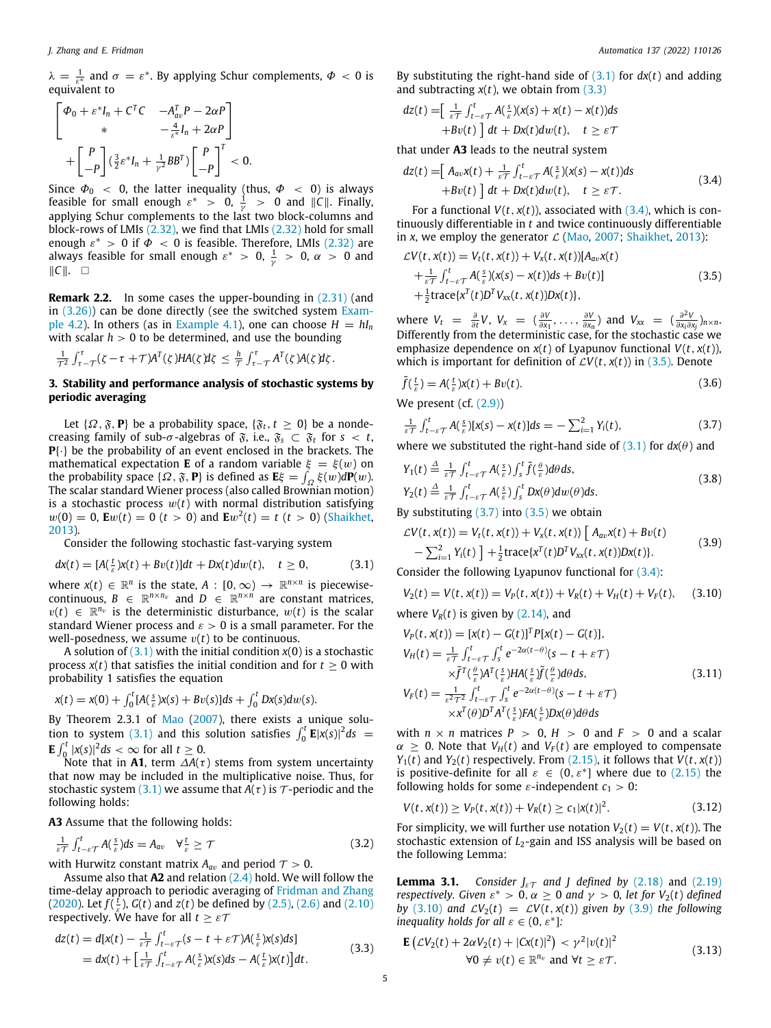$\lambda = \frac{1}{\varepsilon^*}$ and $\sigma = \varepsilon^*$. By applying Schur complements, $\Phi < 0$ is equivalent to

$$\begin{bmatrix} \Phi_0 + \varepsilon^* I_n + C^T C & -A_{av}^T P - 2\alpha P \\ * & -\frac{4}{\varepsilon^*} I_n + 2\alpha P \end{bmatrix} + \begin{bmatrix} P \\ -P \end{bmatrix} (\tfrac{3}{2}\varepsilon^* I_n + \tfrac{1}{\gamma^2} BB^T) \begin{bmatrix} P \\ -P \end{bmatrix}^T < 0.$$

Since $\Phi_0 < 0$, the latter inequality (thus, $\Phi < 0$) is always feasible for small enough $\varepsilon^* > 0$, $\frac{1}{\gamma} > 0$ and $\|C\|$. Finally, applying Schur complements to the last two block-columns and block-rows of LMIs (2.32), we find that LMIs (2.32) hold for small enough $\varepsilon^* > 0$ if $\Phi < 0$ is feasible. Therefore, LMIs (2.32) are always feasible for small enough $\varepsilon^* > 0$, $\frac{1}{\gamma} > 0$, $\alpha > 0$ and $\|C\|$. □

**Remark 2.2.** In some cases the upper-bounding in (2.31) (and in (3.26)) can be done directly (see the switched system Example 4.2). In others (as in Example 4.1), one can choose $H = hI_n$ with scalar $h > 0$ to be determined, and use the bounding

$$\tfrac{1}{\mathcal{T}^2}\int_{\tau-\mathcal{T}}^{\tau} (\zeta - \tau + \mathcal{T}) A^T(\zeta) H A(\zeta) d\zeta \le \tfrac{h}{\mathcal{T}} \int_{\tau-\mathcal{T}}^{\tau} A^T(\zeta) A(\zeta) d\zeta .$$

## 3. Stability and performance analysis of stochastic systems by periodic averaging

Let $\{\Omega, \mathfrak{F}, \mathbf{P}\}$ be a probability space, $\{\mathfrak{F}_t, t \ge 0\}$ be a nondecreasing family of sub-$\sigma$-algebras of $\mathfrak{F}$, i.e., $\mathfrak{F}_s \subset \mathfrak{F}_t$ for $s < t$, $\mathbf{P}\{\cdot\}$ be the probability of an event enclosed in the brackets. The mathematical expectation $\mathbf{E}$ of a random variable $\xi = \xi(w)$ on the probability space $\{\Omega, \mathfrak{F}, \mathbf{P}\}$ is defined as $\mathbf{E}\xi = \int_\Omega \xi(w) d\mathbf{P}(w)$. The scalar standard Wiener process (also called Brownian motion) is a stochastic process $w(t)$ with normal distribution satisfying $w(0) = 0$, $\mathbf{E}w(t) = 0$ $(t > 0)$ and $\mathbf{E}w^2(t) = t$ $(t > 0)$ (Shaikhet, 2013).

Consider the following stochastic fast-varying system

$$dx(t) = [A(\tfrac{t}{\varepsilon})x(t) + Bv(t)]dt + Dx(t)dw(t), \quad t \ge 0, \tag{3.1}$$

where $x(t) \in \mathbb{R}^n$ is the state, $A : [0, \infty) \to \mathbb{R}^{n\times n}$ is piecewise-continuous, $B \in \mathbb{R}^{n\times n_v}$ and $D \in \mathbb{R}^{n\times n}$ are constant matrices, $v(t) \in \mathbb{R}^{n_v}$ is the deterministic disturbance, $w(t)$ is the scalar standard Wiener process and $\varepsilon > 0$ is a small parameter. For the well-posedness, we assume $v(t)$ to be continuous.

A solution of (3.1) with the initial condition $x(0)$ is a stochastic process $x(t)$ that satisfies the initial condition and for $t \ge 0$ with probability 1 satisfies the equation

$$x(t) = x(0) + \int_0^t [A(\tfrac{s}{\varepsilon})x(s) + Bv(s)]ds + \int_0^t Dx(s)dw(s).$$

By Theorem 2.3.1 of Mao (2007), there exists a unique solution to system (3.1) and this solution satisfies $\int_0^t \mathbf{E}|x(s)|^2 ds = \mathbf{E}\int_0^t |x(s)|^2 ds < \infty$ for all $t \ge 0$.

Note that in **A1**, term $\Delta A(\tau)$ stems from system uncertainty that now may be included in the multiplicative noise. Thus, for stochastic system (3.1) we assume that $A(\tau)$ is $\mathcal{T}$-periodic and the following holds:

**A3** Assume that the following holds:

$$\tfrac{1}{\varepsilon\mathcal{T}}\int_{t-\varepsilon\mathcal{T}}^{t} A(\tfrac{s}{\varepsilon})ds = A_{av} \quad \forall \tfrac{t}{\varepsilon} \ge \mathcal{T} \tag{3.2}$$

with Hurwitz constant matrix $A_{av}$ and period $\mathcal{T} > 0$.

Assume also that **A2** and relation (2.4) hold. We will follow the time-delay approach to periodic averaging of Fridman and Zhang (2020). Let $f(\frac{t}{\varepsilon})$, $G(t)$ and $z(t)$ be defined by (2.5), (2.6) and (2.10) respectively. We have for all $t \ge \varepsilon\mathcal{T}$

$$\begin{aligned} dz(t) &= d[x(t) - \tfrac{1}{\varepsilon\mathcal{T}}\int_{t-\varepsilon\mathcal{T}}^{t}(s - t + \varepsilon\mathcal{T})A(\tfrac{s}{\varepsilon})x(s)ds] \\ &= dx(t) + \big[\tfrac{1}{\varepsilon\mathcal{T}}\int_{t-\varepsilon\mathcal{T}}^{t} A(\tfrac{s}{\varepsilon})x(s)ds - A(\tfrac{t}{\varepsilon})x(t)\big]dt. \end{aligned} \tag{3.3}$$

By substituting the right-hand side of (3.1) for $dx(t)$ and adding and subtracting $x(t)$, we obtain from (3.3)

$$\begin{aligned} dz(t) =& \big[\tfrac{1}{\varepsilon\mathcal{T}}\int_{t-\varepsilon\mathcal{T}}^{t} A(\tfrac{s}{\varepsilon})(x(s) + x(t) - x(t))ds \\ &+ Bv(t)\big]dt + Dx(t)dw(t), \quad t \ge \varepsilon\mathcal{T} \end{aligned}$$

that under **A3** leads to the neutral system

$$\begin{aligned} dz(t) =& \big[A_{av}x(t) + \tfrac{1}{\varepsilon\mathcal{T}}\int_{t-\varepsilon\mathcal{T}}^{t} A(\tfrac{s}{\varepsilon})(x(s) - x(t))ds \\ &+ Bv(t)\big]dt + Dx(t)dw(t), \quad t \ge \varepsilon\mathcal{T}. \end{aligned} \tag{3.4}$$

For a functional $V(t, x(t))$, associated with (3.4), which is continuously differentiable in $t$ and twice continuously differentiable in $x$, we employ the generator $\mathcal{L}$ (Mao, 2007; Shaikhet, 2013):

$$\begin{aligned} \mathcal{L}V(t, x(t)) =& V_t(t, x(t)) + V_x(t, x(t))[A_{av}x(t) \\ &+ \tfrac{1}{\varepsilon\mathcal{T}}\int_{t-\varepsilon\mathcal{T}}^{t} A(\tfrac{s}{\varepsilon})(x(s) - x(t))ds + Bv(t)] \\ &+ \tfrac{1}{2}\text{trace}\{x^T(t)D^T V_{xx}(t, x(t))Dx(t)\}, \end{aligned} \tag{3.5}$$

where $V_t = \frac{\partial}{\partial t}V$, $V_x = (\frac{\partial V}{\partial x_1}, \ldots, \frac{\partial V}{\partial x_n})$ and $V_{xx} = (\frac{\partial^2 V}{\partial x_i \partial x_j})_{n\times n}$. Differently from the deterministic case, for the stochastic case we emphasize dependence on $x(t)$ of Lyapunov functional $V(t, x(t))$, which is important for definition of $\mathcal{L}V(t, x(t))$ in (3.5). Denote

$$\bar{f}(\tfrac{t}{\varepsilon}) = A(\tfrac{t}{\varepsilon})x(t) + Bv(t). \tag{3.6}$$

We present (cf. (2.9))

$$\tfrac{1}{\varepsilon\mathcal{T}}\int_{t-\varepsilon\mathcal{T}}^{t} A(\tfrac{s}{\varepsilon})[x(s) - x(t)]ds = -\textstyle\sum_{i=1}^{2} Y_i(t), \tag{3.7}$$

where we substituted the right-hand side of (3.1) for $dx(\theta)$ and

$$\begin{aligned} Y_1(t) &\triangleq \tfrac{1}{\varepsilon\mathcal{T}}\int_{t-\varepsilon\mathcal{T}}^{t} A(\tfrac{s}{\varepsilon})\int_s^t \bar{f}(\tfrac{\theta}{\varepsilon})d\theta ds, \\ Y_2(t) &\triangleq \tfrac{1}{\varepsilon\mathcal{T}}\int_{t-\varepsilon\mathcal{T}}^{t} A(\tfrac{s}{\varepsilon})\int_s^t Dx(\theta)dw(\theta)ds. \end{aligned} \tag{3.8}$$

By substituting (3.7) into (3.5) we obtain

$$\begin{aligned} \mathcal{L}V(t, x(t)) =& V_t(t, x(t)) + V_x(t, x(t))\big[A_{av}x(t) + Bv(t) \\ &- \textstyle\sum_{i=1}^{2} Y_i(t)\big] + \tfrac{1}{2}\text{trace}\{x^T(t)D^T V_{xx}(t, x(t))Dx(t)\}. \end{aligned} \tag{3.9}$$

Consider the following Lyapunov functional for (3.4):

$$V_2(t) = V(t, x(t)) = V_P(t, x(t)) + V_R(t) + V_H(t) + V_F(t), \tag{3.10}$$

where $V_R(t)$ is given by (2.14), and

$$\begin{aligned} V_P(t, x(t)) &= [x(t) - G(t)]^T P[x(t) - G(t)], \\ V_H(t) &= \tfrac{1}{\varepsilon\mathcal{T}}\int_{t-\varepsilon\mathcal{T}}^{t}\int_s^t e^{-2\alpha(t-\theta)}(s - t + \varepsilon\mathcal{T}) \\ &\quad\times \bar{f}^T(\tfrac{\theta}{\varepsilon})A^T(\tfrac{s}{\varepsilon})HA(\tfrac{s}{\varepsilon})\bar{f}(\tfrac{\theta}{\varepsilon})d\theta ds, \\ V_F(t) &= \tfrac{1}{\varepsilon^2\mathcal{T}^2}\int_{t-\varepsilon\mathcal{T}}^{t}\int_s^t e^{-2\alpha(t-\theta)}(s - t + \varepsilon\mathcal{T}) \\ &\quad\times x^T(\theta)D^T A^T(\tfrac{s}{\varepsilon})FA(\tfrac{s}{\varepsilon})Dx(\theta)d\theta ds \end{aligned} \tag{3.11}$$

with $n \times n$ matrices $P > 0$, $H > 0$ and $F > 0$ and a scalar $\alpha \ge 0$. Note that $V_H(t)$ and $V_F(t)$ are employed to compensate $Y_1(t)$ and $Y_2(t)$ respectively. From (2.15), it follows that $V(t, x(t))$ is positive-definite for all $\varepsilon \in (0, \varepsilon^*]$ where due to (2.15) the following holds for some $\varepsilon$-independent $c_1 > 0$:

$$V(t, x(t)) \ge V_P(t, x(t)) + V_R(t) \ge c_1|x(t)|^2. \tag{3.12}$$

For simplicity, we will further use notation $V_2(t) = V(t, x(t))$. The stochastic extension of $L_2$-gain and ISS analysis will be based on the following Lemma:

**Lemma 3.1.** *Consider $J_{\varepsilon\mathcal{T}}$ and $J$ defined by (2.18) and (2.19) respectively. Given $\varepsilon^* > 0$, $\alpha \ge 0$ and $\gamma > 0$, let for $V_2(t)$ defined by (3.10) and $\mathcal{L}V_2(t) = \mathcal{L}V(t, x(t))$ given by (3.9) the following inequality holds for all $\varepsilon \in (0, \varepsilon^*]$:*

$$\begin{aligned} &\mathbf{E}\left(\mathcal{L}V_2(t) + 2\alpha V_2(t) + |Cx(t)|^2\right) < \gamma^2|v(t)|^2 \\ &\qquad \forall 0 \ne v(t) \in \mathbb{R}^{n_v} \text{ and } \forall t \ge \varepsilon\mathcal{T}. \end{aligned} \tag{3.13}$$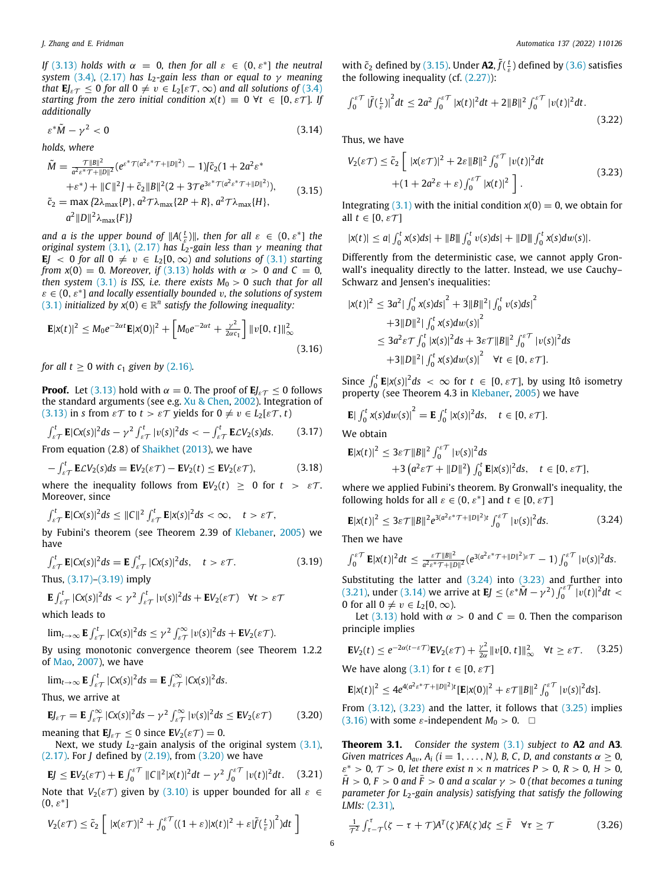*If* (3.13) *holds with* $\alpha = 0$, *then for all* $\varepsilon \in (0, \varepsilon^*]$ *the neutral system* (3.4), (2.17) *has* $L_2$*-gain less than or equal to* $\gamma$ *meaning that* $\mathbf{E}J_{\varepsilon\mathcal{T}} \le 0$ *for all* $0 \ne v \in L_2[\varepsilon\mathcal{T}, \infty)$ *and all solutions of* (3.4) *starting from the zero initial condition* $x(t) \equiv 0\ \forall t \in [0, \varepsilon\mathcal{T}]$. *If additionally*

$$
\varepsilon^* \tilde{M} - \gamma^2 < 0 \tag{3.14}
$$

*holds, where*

$$
\begin{aligned}
\tilde{M} &= \tfrac{\mathcal{T}\|B\|^2}{a^2\varepsilon^*\mathcal{T}+\|D\|^2}(e^{\varepsilon^*\mathcal{T}(a^2\varepsilon^*\mathcal{T}+\|D\|^2)}-1)[\tilde{c}_2(1+2a^2\varepsilon^*\\
&\quad+\varepsilon^*)+\|C\|^2 I + \tilde{c}_2\|B\|^2(2+3\mathcal{T}e^{3\varepsilon^*\mathcal{T}(a^2\varepsilon^*\mathcal{T}+\|D\|^2)}),\\
\tilde{c}_2 &= \max\{2\lambda_{\max}\{P\},\, a^2\mathcal{T}\lambda_{\max}\{2P+R\},\, a^2\mathcal{T}\lambda_{\max}\{H\},\\
&\quad a^2\|D\|^2\lambda_{\max}\{F\}\}
\end{aligned} \tag{3.15}
$$

*and* $a$ *is the upper bound of* $\|A(\frac{t}{\varepsilon})\|$, *then for all* $\varepsilon \in (0, \varepsilon^*]$ *the original system* (3.1), (2.17) *has* $L_2$*-gain less than* $\gamma$ *meaning that* $\mathbf{E}J < 0$ *for all* $0 \ne v \in L_2[0, \infty)$ *and solutions of* (3.1) *starting from* $x(0) = 0$. *Moreover, if* (3.13) *holds with* $\alpha > 0$ *and* $C = 0$, *then system* (3.1) *is ISS, i.e. there exists* $M_0 > 0$ *such that for all* $\varepsilon \in (0, \varepsilon^*]$ *and locally essentially bounded* $v$, *the solutions of system* (3.1) *initialized by* $x(0) \in \mathbb{R}^n$ *satisfy the following inequality:*

$$
\mathbf{E}|x(t)|^2 \le M_0 e^{-2\alpha t}\mathbf{E}|x(0)|^2 + \left[M_0 e^{-2\alpha t} + \tfrac{\gamma^2}{2\alpha c_1}\right]\|v[0,t]\|_\infty^2 \tag{3.16}
$$

*for all* $t \ge 0$ *with* $c_1$ *given by* (2.16).

**Proof.** Let (3.13) hold with $\alpha = 0$. The proof of $\mathbf{E}J_{\varepsilon\mathcal{T}} \le 0$ follows the standard arguments (see e.g. Xu & Chen, 2002). Integration of (3.13) in $s$ from $\varepsilon\mathcal{T}$ to $t > \varepsilon\mathcal{T}$ yields for $0 \ne v \in L_2[\varepsilon\mathcal{T}, t)$

$$
\int_{\varepsilon\mathcal{T}}^t \mathbf{E}|Cx(s)|^2 ds - \gamma^2 \int_{\varepsilon\mathcal{T}}^t |v(s)|^2 ds < -\int_{\varepsilon\mathcal{T}}^t \mathbf{E}\mathcal{L}V_2(s)ds. \tag{3.17}
$$

From equation (2.8) of Shaikhet (2013), we have

$$
-\int_{\varepsilon\mathcal{T}}^t \mathbf{E}\mathcal{L}V_2(s)ds = \mathbf{E}V_2(\varepsilon\mathcal{T}) - \mathbf{E}V_2(t) \le \mathbf{E}V_2(\varepsilon\mathcal{T}), \tag{3.18}
$$

where the inequality follows from $\mathbf{E}V_2(t) \ge 0$ for $t > \varepsilon\mathcal{T}$. Moreover, since

$$
\int_{\varepsilon\mathcal{T}}^t \mathbf{E}|Cx(s)|^2 ds \le \|C\|^2 \int_{\varepsilon\mathcal{T}}^t \mathbf{E}|x(s)|^2 ds < \infty, \quad t > \varepsilon\mathcal{T},
$$

by Fubini's theorem (see Theorem 2.39 of Klebaner, 2005) we have

$$
\int_{\varepsilon\mathcal{T}}^t \mathbf{E}|Cx(s)|^2 ds = \mathbf{E}\int_{\varepsilon\mathcal{T}}^t |Cx(s)|^2 ds, \quad t > \varepsilon\mathcal{T}. \tag{3.19}
$$

Thus, (3.17)–(3.19) imply

$$
\mathbf{E}\int_{\varepsilon\mathcal{T}}^t |Cx(s)|^2 ds < \gamma^2 \int_{\varepsilon\mathcal{T}}^t |v(s)|^2 ds + \mathbf{E}V_2(\varepsilon\mathcal{T}) \quad \forall t > \varepsilon\mathcal{T}
$$

which leads to

$$
\lim_{t\to\infty} \mathbf{E}\int_{\varepsilon\mathcal{T}}^t |Cx(s)|^2 ds \le \gamma^2 \int_{\varepsilon\mathcal{T}}^\infty |v(s)|^2 ds + \mathbf{E}V_2(\varepsilon\mathcal{T}).
$$

By using monotonic convergence theorem (see Theorem 1.2.2 of Mao, 2007), we have

$$
\lim_{t\to\infty} \mathbf{E}\int_{\varepsilon\mathcal{T}}^t |Cx(s)|^2 ds = \mathbf{E}\int_{\varepsilon\mathcal{T}}^\infty |Cx(s)|^2 ds.
$$

Thus, we arrive at

$$
\mathbf{E}J_{\varepsilon\mathcal{T}} = \mathbf{E}\int_{\varepsilon\mathcal{T}}^\infty |Cx(s)|^2 ds - \gamma^2 \int_{\varepsilon\mathcal{T}}^\infty |v(s)|^2 ds \le \mathbf{E}V_2(\varepsilon\mathcal{T}) \tag{3.20}
$$

meaning that $\mathbf{E}J_{\varepsilon\mathcal{T}} \le 0$ since $\mathbf{E}V_2(\varepsilon\mathcal{T}) = 0$.

Next, we study $L_2$-gain analysis of the original system (3.1), (2.17). For $J$ defined by (2.19), from (3.20) we have

$$
\mathbf{E}J \le \mathbf{E}V_2(\varepsilon\mathcal{T}) + \mathbf{E}\int_0^{\varepsilon\mathcal{T}} \|C\|^2|x(t)|^2 dt - \gamma^2 \int_0^{\varepsilon\mathcal{T}} |v(t)|^2 dt. \tag{3.21}
$$

Note that $V_2(\varepsilon\mathcal{T})$ given by (3.10) is upper bounded for all $\varepsilon \in (0, \varepsilon^*]$

$$
V_2(\varepsilon\mathcal{T}) \le \tilde{c}_2\left[\ |x(\varepsilon\mathcal{T})|^2 + \int_0^{\varepsilon\mathcal{T}}((1+\varepsilon)|x(t)|^2 + \varepsilon|\tilde{f}(\tfrac{t}{\varepsilon})|^2)dt\ \right]
$$

with $\tilde{c}_2$ defined by (3.15). Under **A2**, $\tilde{f}(\frac{t}{\varepsilon})$ defined by (3.6) satisfies the following inequality (cf. (2.27)):

$$
\int_0^{\varepsilon\mathcal{T}} |\tilde{f}(\tfrac{t}{\varepsilon})|^2 dt \le 2a^2 \int_0^{\varepsilon\mathcal{T}} |x(t)|^2 dt + 2\|B\|^2 \int_0^{\varepsilon\mathcal{T}} |v(t)|^2 dt. \tag{3.22}
$$

Thus, we have

$$
\begin{aligned}
V_2(\varepsilon\mathcal{T}) \le \tilde{c}_2 \Big[\ &|x(\varepsilon\mathcal{T})|^2 + 2\varepsilon\|B\|^2 \int_0^{\varepsilon\mathcal{T}} |v(t)|^2 dt\\
&+(1+2a^2\varepsilon+\varepsilon)\int_0^{\varepsilon\mathcal{T}} |x(t)|^2\ \Big].
\end{aligned} \tag{3.23}
$$

Integrating (3.1) with the initial condition $x(0) = 0$, we obtain for all $t \in [0, \varepsilon\mathcal{T}]$

$$
|x(t)| \le a|\int_0^t x(s)ds| + \|B\|\int_0^t v(s)ds| + \|D\|\int_0^t x(s)dw(s)|.
$$

Differently from the deterministic case, we cannot apply Gronwall's inequality directly to the latter. Instead, we use Cauchy–Schwarz and Jensen's inequalities:

$$
\begin{aligned}
|x(t)|^2 &\le 3a^2|\int_0^t x(s)ds|^2 + 3\|B\|^2|\int_0^t v(s)ds|^2\\
&\quad+3\|D\|^2|\int_0^t x(s)dw(s)|^2\\
&\le 3a^2\varepsilon\mathcal{T}\int_0^t |x(s)|^2 ds + 3\varepsilon\mathcal{T}\|B\|^2\int_0^{\varepsilon\mathcal{T}} |v(s)|^2 ds\\
&\quad+3\|D\|^2|\int_0^t x(s)dw(s)|^2 \quad \forall t \in [0, \varepsilon\mathcal{T}].
\end{aligned}
$$

Since $\int_0^t \mathbf{E}|x(s)|^2 ds < \infty$ for $t \in [0, \varepsilon\mathcal{T}]$, by using Itô isometry property (see Theorem 4.3 in Klebaner, 2005) we have

$$
\mathbf{E}|\int_0^t x(s)dw(s)|^2 = \mathbf{E}\int_0^t |x(s)|^2 ds, \quad t \in [0, \varepsilon\mathcal{T}].
$$

We obtain

$$
\begin{aligned}
\mathbf{E}|x(t)|^2 &\le 3\varepsilon\mathcal{T}\|B\|^2\int_0^{\varepsilon\mathcal{T}} |v(s)|^2 ds\\
&\quad+3\left(a^2\varepsilon\mathcal{T}+\|D\|^2\right)\int_0^t \mathbf{E}|x(s)|^2 ds, \quad t \in [0, \varepsilon\mathcal{T}],
\end{aligned}
$$

where we applied Fubini's theorem. By Gronwall's inequality, the following holds for all $\varepsilon \in (0, \varepsilon^*]$ and $t \in [0, \varepsilon\mathcal{T}]$

$$
\mathbf{E}|x(t)|^2 \le 3\varepsilon\mathcal{T}\|B\|^2 e^{3(a^2\varepsilon^*\mathcal{T}+\|D\|^2)t}\int_0^{\varepsilon\mathcal{T}} |v(s)|^2 ds. \tag{3.24}
$$

Then we have

$$
\int_0^{\varepsilon\mathcal{T}} \mathbf{E}|x(t)|^2 dt \le \tfrac{\varepsilon\mathcal{T}\|B\|^2}{a^2\varepsilon^*\mathcal{T}+\|D\|^2}(e^{3(a^2\varepsilon^*\mathcal{T}+\|D\|^2)\varepsilon\mathcal{T}}-1)\int_0^{\varepsilon\mathcal{T}} |v(s)|^2 ds.
$$

Substituting the latter and (3.24) into (3.23) and further into (3.21), under (3.14) we arrive at $\mathbf{E}J \le (\varepsilon^*\tilde{M} - \gamma^2)\int_0^{\varepsilon\mathcal{T}} |v(t)|^2 dt < 0$ for all $0 \ne v \in L_2[0, \infty)$.

Let (3.13) hold with $\alpha > 0$ and $C = 0$. Then the comparison principle implies

$$
\mathbf{E}V_2(t) \le e^{-2\alpha(t-\varepsilon\mathcal{T})}\mathbf{E}V_2(\varepsilon\mathcal{T}) + \tfrac{\gamma^2}{2\alpha}\|v[0,t]\|_\infty^2 \quad \forall t \ge \varepsilon\mathcal{T}. \tag{3.25}
$$

We have along (3.1) for $t \in [0, \varepsilon\mathcal{T}]$

$$
\mathbf{E}|x(t)|^2 \le 4e^{4(a^2\varepsilon^*\mathcal{T}+\|D\|^2)t}[\mathbf{E}|x(0)|^2 + \varepsilon\mathcal{T}\|B\|^2\int_0^{\varepsilon\mathcal{T}} |v(s)|^2 ds].
$$

From (3.12), (3.23) and the latter, it follows that (3.25) implies (3.16) with some $\varepsilon$-independent $M_0 > 0$. □

**Theorem 3.1.** *Consider the system* (3.1) *subject to* **A2** *and* **A3**. *Given matrices* $A_{av}$, $A_i$ $(i = 1, \ldots, N)$, $B$, $C$, $D$, *and constants* $\alpha \ge 0$, $\varepsilon^* > 0$, $\mathcal{T} > 0$, *let there exist* $n \times n$ *matrices* $P > 0$, $R > 0$, $H > 0$, $\bar{H} > 0$, $F > 0$ *and* $\bar{F} > 0$ *and a scalar* $\gamma > 0$ *(that becomes a tuning parameter for* $L_2$*-gain analysis) satisfying that satisfy the following LMIs:* (2.31),

$$
\tfrac{1}{\mathcal{T}^2}\int_{\tau-\mathcal{T}}^{\tau}(\zeta - \tau + \mathcal{T})A^T(\zeta)FA(\zeta)d\zeta \le \bar{F} \quad \forall \tau \ge \mathcal{T} \tag{3.26}
$$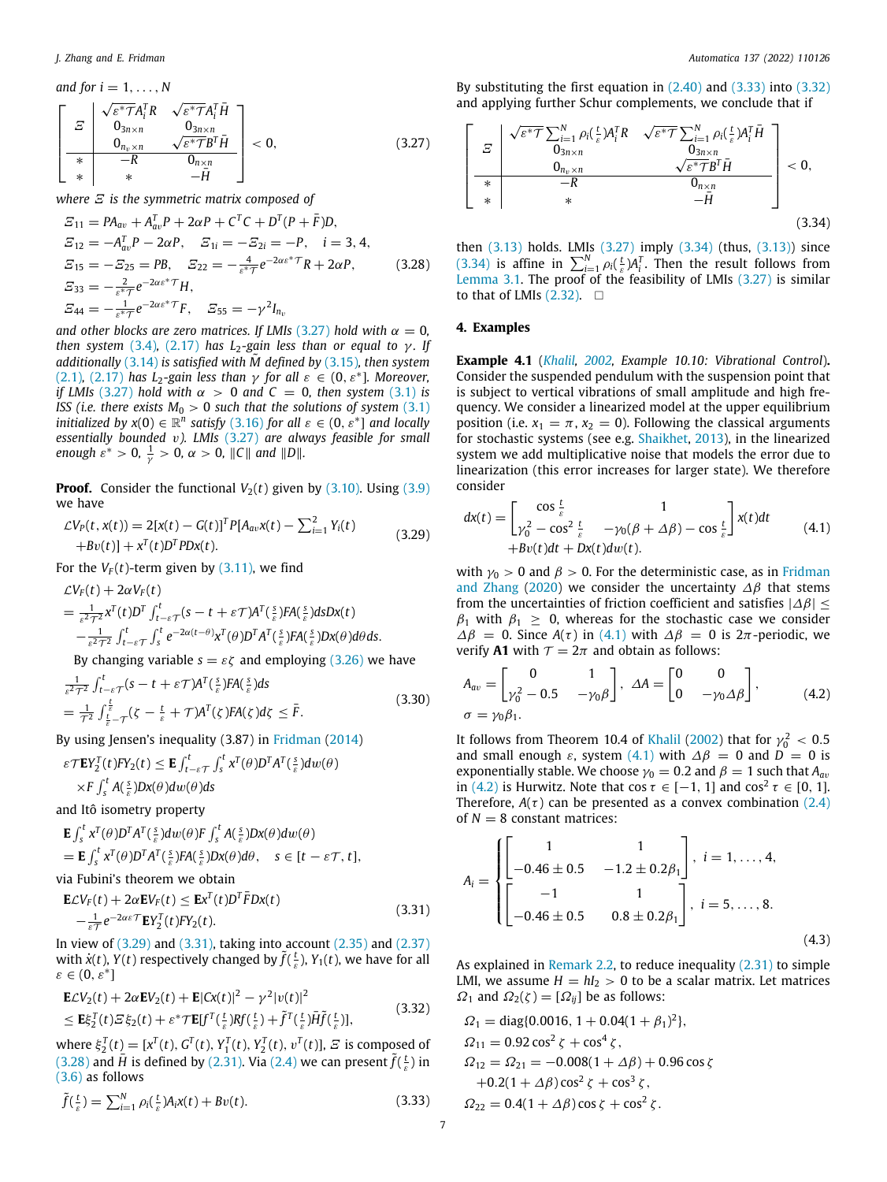and for $i = 1, \ldots, N$

$$
\left[\begin{array}{c|cc} \Xi & \begin{matrix} \sqrt{\varepsilon^* \mathcal{T}} A_i^T R \\ 0_{3n\times n} \\ 0_{n_v \times n} \end{matrix} & \begin{matrix} \sqrt{\varepsilon^* \mathcal{T}} A_i^T \bar{H} \\ 0_{3n\times n} \\ \sqrt{\varepsilon^* \mathcal{T}} B^T \bar{H} \end{matrix} \\ \hline * & -R & 0_{n\times n} \\ * & * & -\bar{H} \end{array}\right] < 0, \tag{3.27}
$$

where $\Xi$ is the symmetric matrix composed of

$$
\begin{aligned}
&\Xi_{11} = PA_{av} + A_{av}^T P + 2\alpha P + C^T C + D^T(P + \bar{F})D, \\
&\Xi_{12} = -A_{av}^T P - 2\alpha P, \quad \Xi_{1i} = -\Xi_{2i} = -P, \quad i = 3, 4, \\
&\Xi_{15} = -\Xi_{25} = PB, \quad \Xi_{22} = -\tfrac{4}{\varepsilon^* \mathcal{T}} e^{-2\alpha\varepsilon^* \mathcal{T}} R + 2\alpha P, \\
&\Xi_{33} = -\tfrac{2}{\varepsilon^* \mathcal{T}} e^{-2\alpha\varepsilon^* \mathcal{T}} H, \\
&\Xi_{44} = -\tfrac{1}{\varepsilon^* \mathcal{T}} e^{-2\alpha\varepsilon^* \mathcal{T}} F, \quad \Xi_{55} = -\gamma^2 I_{n_v}
\end{aligned} \tag{3.28}
$$

and other blocks are zero matrices. If LMIs (3.27) hold with $\alpha = 0$, then system (3.4), (2.17) has $L_2$-gain less than or equal to $\gamma$. If additionally (3.14) is satisfied with $\bar{M}$ defined by (3.15), then system (2.1), (2.17) has $L_2$-gain less than $\gamma$ for all $\varepsilon \in (0, \varepsilon^*]$. Moreover, if LMIs (3.27) hold with $\alpha > 0$ and $C = 0$, then system (3.1) is ISS (i.e. there exists $M_0 > 0$ such that the solutions of system (3.1) initialized by $x(0) \in \mathbb{R}^n$ satisfy (3.16) for all $\varepsilon \in (0, \varepsilon^*]$ and locally essentially bounded $v$). LMIs (3.27) are always feasible for small enough $\varepsilon^* > 0$, $\frac{1}{\gamma} > 0$, $\alpha > 0$, $\|C\|$ and $\|D\|$.

**Proof.** Consider the functional $V_2(t)$ given by (3.10). Using (3.9) we have

$$
\begin{aligned}
\mathcal{L}V_P(t, x(t)) = {} & 2[x(t) - G(t)]^T P[A_{av} x(t) - \textstyle\sum_{i=1}^2 Y_i(t) \\
& + Bv(t)] + x^T(t) D^T P D x(t).
\end{aligned} \tag{3.29}
$$

For the $V_F(t)$-term given by (3.11), we find

$$
\begin{aligned}
&\mathcal{L}V_F(t) + 2\alpha V_F(t) \\
&= \tfrac{1}{\varepsilon^2 \mathcal{T}^2} x^T(t) D^T \int_{t-\varepsilon\mathcal{T}}^t (s - t + \varepsilon\mathcal{T}) A^T(\tfrac{s}{\varepsilon}) F A(\tfrac{s}{\varepsilon}) ds D x(t) \\
&\quad - \tfrac{1}{\varepsilon^2 \mathcal{T}^2} \int_{t-\varepsilon\mathcal{T}}^t \int_s^t e^{-2\alpha(t-\theta)} x^T(\theta) D^T A^T(\tfrac{s}{\varepsilon}) F A(\tfrac{s}{\varepsilon}) D x(\theta) d\theta ds.
\end{aligned}
$$

By changing variable $s = \varepsilon\zeta$ and employing (3.26) we have

$$
\begin{aligned}
&\tfrac{1}{\varepsilon^2 \mathcal{T}^2} \int_{t-\varepsilon\mathcal{T}}^t (s - t + \varepsilon\mathcal{T}) A^T(\tfrac{s}{\varepsilon}) F A(\tfrac{s}{\varepsilon}) ds \\
&= \tfrac{1}{\mathcal{T}^2} \int_{\frac{t}{\varepsilon}-\mathcal{T}}^{\frac{t}{\varepsilon}} (\zeta - \tfrac{t}{\varepsilon} + \mathcal{T}) A^T(\zeta) F A(\zeta) d\zeta \le \bar{F}.
\end{aligned} \tag{3.30}
$$

By using Jensen's inequality (3.87) in Fridman (2014)

$$
\begin{aligned}
\varepsilon\mathcal{T} \mathbf{E} Y_2^T(t) F Y_2(t) \le {} & \mathbf{E} \int_{t-\varepsilon\mathcal{T}}^t \int_s^t x^T(\theta) D^T A^T(\tfrac{s}{\varepsilon}) dw(\theta) \\
& \times F \int_s^t A(\tfrac{s}{\varepsilon}) D x(\theta) dw(\theta) ds
\end{aligned}
$$

and Itô isometry property

$$
\begin{aligned}
&\mathbf{E} \int_s^t x^T(\theta) D^T A^T(\tfrac{s}{\varepsilon}) dw(\theta) F \int_s^t A(\tfrac{s}{\varepsilon}) D x(\theta) dw(\theta) \\
&= \mathbf{E} \int_s^t x^T(\theta) D^T A^T(\tfrac{s}{\varepsilon}) F A(\tfrac{s}{\varepsilon}) D x(\theta) d\theta, \quad s \in [t - \varepsilon\mathcal{T}, t],
\end{aligned}
$$

via Fubini's theorem we obtain

$$
\begin{aligned}
\mathbf{E}\mathcal{L}V_F(t) + 2\alpha \mathbf{E} V_F(t) \le {} & \mathbf{E} x^T(t) D^T \bar{F} D x(t) \\
& - \tfrac{1}{\varepsilon\mathcal{T}} e^{-2\alpha\varepsilon\mathcal{T}} \mathbf{E} Y_2^T(t) F Y_2(t).
\end{aligned} \tag{3.31}
$$

In view of (3.29) and (3.31), taking into account (2.35) and (2.37) with $\dot{x}(t)$, $Y(t)$ respectively changed by $\bar{f}(\frac{t}{\varepsilon})$, $Y_1(t)$, we have for all $\varepsilon \in (0, \varepsilon^*]$

$$
\begin{aligned}
&\mathbf{E}\mathcal{L}V_2(t) + 2\alpha \mathbf{E} V_2(t) + \mathbf{E}|Cx(t)|^2 - \gamma^2 |v(t)|^2 \\
&\le \mathbf{E}\xi_2^T(t) \Xi \xi_2(t) + \varepsilon^* \mathcal{T} \mathbf{E}[\bar{f}^T(\tfrac{t}{\varepsilon}) R \bar{f}(\tfrac{t}{\varepsilon}) + \bar{f}^T(\tfrac{t}{\varepsilon}) \bar{H} \bar{f}(\tfrac{t}{\varepsilon})],
\end{aligned} \tag{3.32}
$$

where $\xi_2^T(t) = [x^T(t), G^T(t), Y_1^T(t), Y_2^T(t), v^T(t)]$, $\Xi$ is composed of (3.28) and $\bar{H}$ is defined by (2.31). Via (2.4) we can present $\bar{f}(\frac{t}{\varepsilon})$ in (3.6) as follows

$$
\bar{f}(\tfrac{t}{\varepsilon}) = \textstyle\sum_{i=1}^N \rho_i(\tfrac{t}{\varepsilon}) A_i x(t) + Bv(t). \tag{3.33}
$$

By substituting the first equation in (2.40) and (3.33) into (3.32) and applying further Schur complements, we conclude that if

$$
\left[\begin{array}{c|cc} \Xi & \begin{matrix} \sqrt{\varepsilon^* \mathcal{T}} \sum_{i=1}^N \rho_i(\frac{t}{\varepsilon}) A_i^T R \\ 0_{3n\times n} \\ 0_{n_v \times n} \end{matrix} & \begin{matrix} \sqrt{\varepsilon^* \mathcal{T}} \sum_{i=1}^N \rho_i(\frac{t}{\varepsilon}) A_i^T \bar{H} \\ 0_{3n\times n} \\ \sqrt{\varepsilon^* \mathcal{T}} B^T \bar{H} \end{matrix} \\ \hline * & -R & 0_{n\times n} \\ * & * & -\bar{H} \end{array}\right] < 0, \tag{3.34}
$$

then (3.13) holds. LMIs (3.27) imply (3.34) (thus, (3.13)) since (3.34) is affine in $\sum_{i=1}^N \rho_i(\frac{t}{\varepsilon}) A_i^T$. Then the result follows from Lemma 3.1. The proof of the feasibility of LMIs (3.27) is similar to that of LMIs (2.32). $\square$

## 4. Examples

**Example 4.1** (*Khalil, 2002, Example 10.10: Vibrational Control*). Consider the suspended pendulum with the suspension point that is subject to vertical vibrations of small amplitude and high frequency. We consider a linearized model at the upper equilibrium position (i.e. $x_1 = \pi$, $x_2 = 0$). Following the classical arguments for stochastic systems (see e.g. Shaikhet, 2013), in the linearized system we add multiplicative noise that models the error due to linearization (this error increases for larger state). We therefore consider

$$
\begin{aligned}
dx(t) = {} & \begin{bmatrix} \cos\frac{t}{\varepsilon} & 1 \\ \gamma_0^2 - \cos^2\frac{t}{\varepsilon} & -\gamma_0(\beta + \Delta\beta) - \cos\frac{t}{\varepsilon} \end{bmatrix} x(t) dt \\
& + Bv(t) dt + Dx(t) dw(t).
\end{aligned} \tag{4.1}
$$

with $\gamma_0 > 0$ and $\beta > 0$. For the deterministic case, as in Fridman and Zhang (2020) we consider the uncertainty $\Delta\beta$ that stems from the uncertainties of friction coefficient and satisfies $|\Delta\beta| \le \beta_1$ with $\beta_1 \ge 0$, whereas for the stochastic case we consider $\Delta\beta = 0$. Since $A(\tau)$ in (4.1) with $\Delta\beta = 0$ is $2\pi$-periodic, we verify **A1** with $\mathcal{T} = 2\pi$ and obtain as follows:

$$
\begin{aligned}
&A_{av} = \begin{bmatrix} 0 & 1 \\ \gamma_0^2 - 0.5 & -\gamma_0 \beta \end{bmatrix}, \ \Delta A = \begin{bmatrix} 0 & 0 \\ 0 & -\gamma_0 \Delta\beta \end{bmatrix}, \\
&\sigma = \gamma_0 \beta_1.
\end{aligned} \tag{4.2}
$$

It follows from Theorem 10.4 of Khalil (2002) that for $\gamma_0^2 < 0.5$ and small enough $\varepsilon$, system (4.1) with $\Delta\beta = 0$ and $D = 0$ is exponentially stable. We choose $\gamma_0 = 0.2$ and $\beta = 1$ such that $A_{av}$ in (4.2) is Hurwitz. Note that $\cos\tau \in [-1, 1]$ and $\cos^2\tau \in [0, 1]$. Therefore, $A(\tau)$ can be presented as a convex combination (2.4) of $N = 8$ constant matrices:

$$
A_i = \begin{cases} \begin{bmatrix} 1 & 1 \\ -0.46 \pm 0.5 & -1.2 \pm 0.2\beta_1 \end{bmatrix}, & i = 1, \ldots, 4, \\ \begin{bmatrix} -1 & 1 \\ -0.46 \pm 0.5 & 0.8 \pm 0.2\beta_1 \end{bmatrix}, & i = 5, \ldots, 8. \end{cases} \tag{4.3}
$$

As explained in Remark 2.2, to reduce inequality (2.31) to simple LMI, we assume $H = hI_2 > 0$ to be a scalar matrix. Let matrices $\Omega_1$ and $\Omega_2(\zeta) = [\Omega_{ij}]$ be as follows:

$$
\begin{aligned}
&\Omega_1 = \mathrm{diag}\{0.0016,\ 1 + 0.04(1 + \beta_1)^2\}, \\
&\Omega_{11} = 0.92\cos^2\zeta + \cos^4\zeta, \\
&\Omega_{12} = \Omega_{21} = -0.008(1 + \Delta\beta) + 0.96\cos\zeta \\
&\quad + 0.2(1 + \Delta\beta)\cos^2\zeta + \cos^3\zeta, \\
&\Omega_{22} = 0.4(1 + \Delta\beta)\cos\zeta + \cos^2\zeta.
\end{aligned}
$$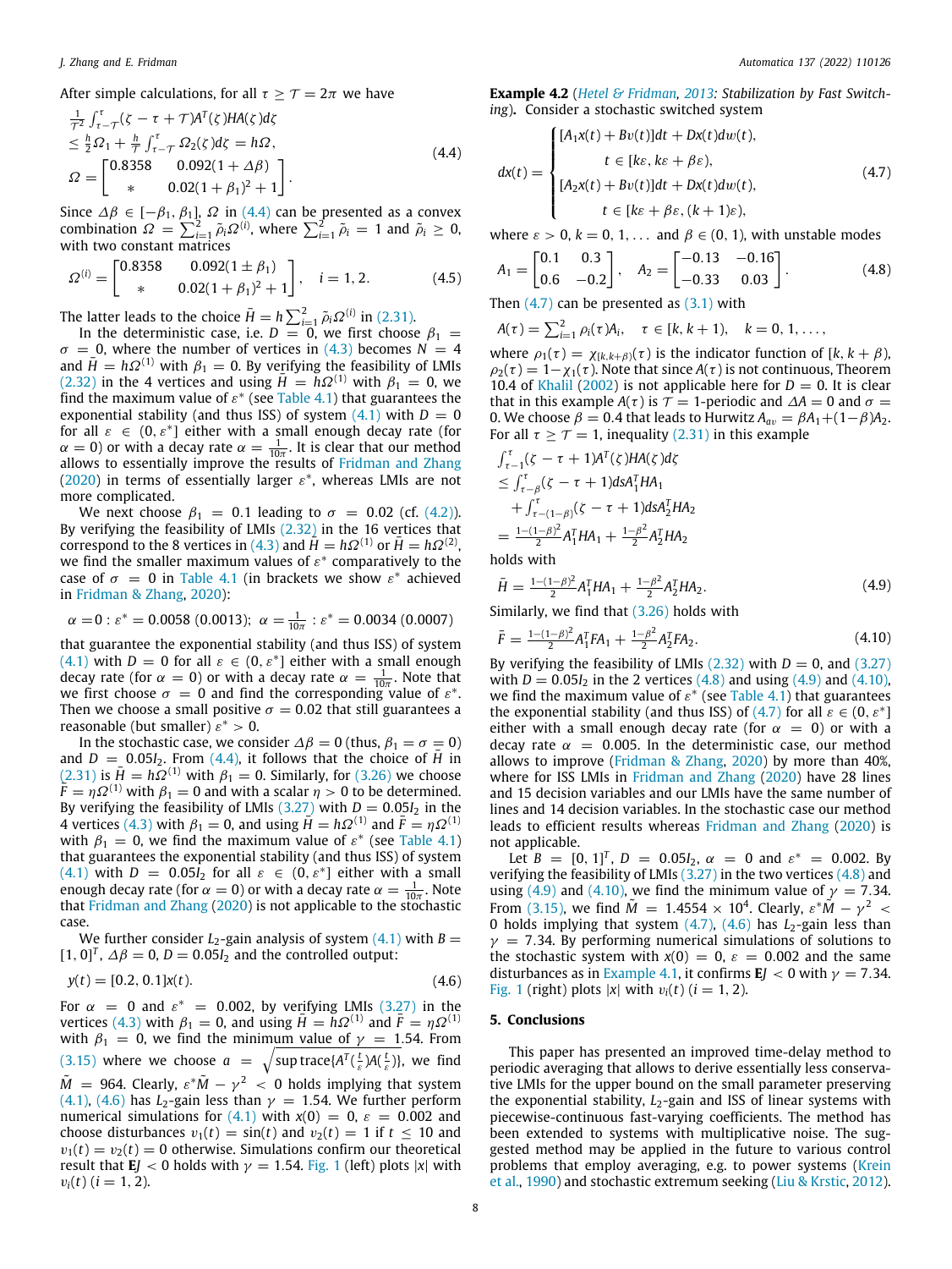After simple calculations, for all $\tau \geq \mathcal{T} = 2\pi$ we have

$$
\begin{aligned}
&\tfrac{1}{\mathcal{T}^2}\int_{\tau-\mathcal{T}}^{\tau}(\zeta-\tau+\mathcal{T})A^T(\zeta)HA(\zeta)d\zeta \\
&\leq \tfrac{h}{2}\Omega_1 + \tfrac{h}{\mathcal{T}}\int_{\tau-\mathcal{T}}^{\tau}\Omega_2(\zeta)d\zeta = h\Omega, \\
&\Omega = \begin{bmatrix} 0.8358 & 0.092(1+\Delta\beta) \\ * & 0.02(1+\beta_1)^2+1 \end{bmatrix}.
\end{aligned} \tag{4.4}
$$

Since $\Delta\beta \in [-\beta_1, \beta_1]$, $\Omega$ in (4.4) can be presented as a convex combination $\Omega = \sum_{i=1}^{2}\tilde{\rho}_i\Omega^{(i)}$, where $\sum_{i=1}^{2}\tilde{\rho}_i = 1$ and $\tilde{\rho}_i \geq 0$, with two constant matrices

$$
\Omega^{(i)} = \begin{bmatrix} 0.8358 & 0.092(1\pm\beta_1) \\ * & 0.02(1+\beta_1)^2+1 \end{bmatrix}, \quad i = 1, 2. \tag{4.5}
$$

The latter leads to the choice $\bar{H} = h\sum_{i=1}^{2}\tilde{\rho}_i\Omega^{(i)}$ in (2.31).

In the deterministic case, i.e. $D = 0$, we first choose $\beta_1 = \sigma = 0$, where the number of vertices in (4.3) becomes $N = 4$ and $\bar{H} = h\Omega^{(1)}$ with $\beta_1 = 0$. By verifying the feasibility of LMIs (2.32) in the 4 vertices and using $\bar{H} = h\Omega^{(1)}$ with $\beta_1 = 0$, we find the maximum value of $\varepsilon^*$ (see Table 4.1) that guarantees the exponential stability (and thus ISS) of system (4.1) with $D = 0$ for all $\varepsilon \in (0, \varepsilon^*]$ either with a small enough decay rate (for $\alpha = 0$) or with a decay rate $\alpha = \frac{1}{10\pi}$. It is clear that our method allows to essentially improve the results of Fridman and Zhang (2020) in terms of essentially larger $\varepsilon^*$, whereas LMIs are not more complicated.

We next choose $\beta_1 = 0.1$ leading to $\sigma = 0.02$ (cf. (4.2)). By verifying the feasibility of LMIs (2.32) in the 16 vertices that correspond to the 8 vertices in (4.3) and $\bar{H} = h\Omega^{(1)}$ or $\bar{H} = h\Omega^{(2)}$, we find the smaller maximum values of $\varepsilon^*$ comparatively to the case of $\sigma = 0$ in Table 4.1 (in brackets we show $\varepsilon^*$ achieved in Fridman & Zhang, 2020):

$$
\alpha = 0 : \varepsilon^* = 0.0058\ (0.0013);\quad \alpha = \tfrac{1}{10\pi} : \varepsilon^* = 0.0034\ (0.0007)
$$

that guarantee the exponential stability (and thus ISS) of system (4.1) with $D = 0$ for all $\varepsilon \in (0, \varepsilon^*]$ either with a small enough decay rate (for $\alpha = 0$) or with a decay rate $\alpha = \frac{1}{10\pi}$. Note that we first choose $\sigma = 0$ and find the corresponding value of $\varepsilon^*$. Then we choose a small positive $\sigma = 0.02$ that still guarantees a reasonable (but smaller) $\varepsilon^* > 0$.

In the stochastic case, we consider $\Delta\beta = 0$ (thus, $\beta_1 = \sigma = 0$) and $D = 0.05I_2$. From (4.4), it follows that the choice of $\bar{H}$ in (2.31) is $\bar{H} = h\Omega^{(1)}$ with $\beta_1 = 0$. Similarly, for (3.26) we choose $\bar{F} = \eta\Omega^{(1)}$ with $\beta_1 = 0$ and with a scalar $\eta > 0$ to be determined. By verifying the feasibility of LMIs (3.27) with $D = 0.05I_2$ in the 4 vertices (4.3) with $\beta_1 = 0$, and using $\bar{H} = h\Omega^{(1)}$ and $\bar{F} = \eta\Omega^{(1)}$ with $\beta_1 = 0$, we find the maximum value of $\varepsilon^*$ (see Table 4.1) that guarantees the exponential stability (and thus ISS) of system (4.1) with $D = 0.05I_2$ for all $\varepsilon \in (0, \varepsilon^*]$ either with a small enough decay rate (for $\alpha = 0$) or with a decay rate $\alpha = \frac{1}{10\pi}$. Note that Fridman and Zhang (2020) is not applicable to the stochastic case.

We further consider $L_2$-gain analysis of system (4.1) with $B = [1, 0]^T$, $\Delta\beta = 0$, $D = 0.05I_2$ and the controlled output:

$$
y(t) = [0.2, 0.1]x(t). \tag{4.6}
$$

For $\alpha = 0$ and $\varepsilon^* = 0.002$, by verifying LMIs (3.27) in the vertices (4.3) with $\beta_1 = 0$, and using $\bar{H} = h\Omega^{(1)}$ and $\bar{F} = \eta\Omega^{(1)}$ with $\beta_1 = 0$, we find the minimum value of $\gamma = 1.54$. From (3.15) where we choose $a = \sqrt{\sup \mathrm{trace}\{A^T(\frac{t}{\varepsilon})A(\frac{t}{\varepsilon})\}}$, we find $\tilde{M} = 964$. Clearly, $\varepsilon^*\tilde{M} - \gamma^2 < 0$ holds implying that system (4.1), (4.6) has $L_2$-gain less than $\gamma = 1.54$. We further perform numerical simulations for (4.1) with $x(0) = 0$, $\varepsilon = 0.002$ and choose disturbances $v_1(t) = \sin(t)$ and $v_2(t) = 1$ if $t \leq 10$ and $v_1(t) = v_2(t) = 0$ otherwise. Simulations confirm our theoretical result that $\mathbf{E}J < 0$ holds with $\gamma = 1.54$. Fig. 1 (left) plots $|x|$ with $v_i(t)$ $(i = 1, 2)$.

**Example 4.2** (*Hetel & Fridman, 2013: Stabilization by Fast Switching*). Consider a stochastic switched system

$$
dx(t) = \begin{cases} [A_1x(t) + Bv(t)]dt + Dx(t)dw(t), \\ \qquad t \in [k\varepsilon, k\varepsilon + \beta\varepsilon), \\ [A_2x(t) + Bv(t)]dt + Dx(t)dw(t), \\ \qquad t \in [k\varepsilon + \beta\varepsilon, (k+1)\varepsilon), \end{cases} \tag{4.7}
$$

where $\varepsilon > 0$, $k = 0, 1, \ldots$ and $\beta \in (0, 1)$, with unstable modes

$$
A_1 = \begin{bmatrix} 0.1 & 0.3 \\ 0.6 & -0.2 \end{bmatrix}, \quad A_2 = \begin{bmatrix} -0.13 & -0.16 \\ -0.33 & 0.03 \end{bmatrix}. \tag{4.8}
$$

Then (4.7) can be presented as (3.1) with

$$
A(\tau) = \textstyle\sum_{i=1}^{2}\rho_i(\tau)A_i, \quad \tau \in [k, k+1), \quad k = 0, 1, \ldots,
$$

where $\rho_1(\tau) = \chi_{[k,k+\beta)}(\tau)$ is the indicator function of $[k, k+\beta)$, $\rho_2(\tau) = 1 - \chi_1(\tau)$. Note that since $A(\tau)$ is not continuous, Theorem 10.4 of Khalil (2002) is not applicable here for $D = 0$. It is clear that in this example $A(\tau)$ is $\mathcal{T} = 1$-periodic and $\Delta A = 0$ and $\sigma = 0$. We choose $\beta = 0.4$ that leads to Hurwitz $A_{av} = \beta A_1 + (1-\beta)A_2$. For all $\tau \geq \mathcal{T} = 1$, inequality (2.31) in this example

$$
\begin{aligned}
&\int_{\tau-1}^{\tau}(\zeta-\tau+1)A^T(\zeta)HA(\zeta)d\zeta \\
&\leq \int_{\tau-\beta}^{\tau}(\zeta-\tau+1)ds A_1^T H A_1 \\
&\quad + \int_{\tau-(1-\beta)}^{\tau}(\zeta-\tau+1)ds A_2^T H A_2 \\
&= \tfrac{1-(1-\beta)^2}{2}A_1^T H A_1 + \tfrac{1-\beta^2}{2}A_2^T H A_2
\end{aligned}
$$

holds with

$$
\bar{H} = \tfrac{1-(1-\beta)^2}{2}A_1^T H A_1 + \tfrac{1-\beta^2}{2}A_2^T H A_2. \tag{4.9}
$$

Similarly, we find that (3.26) holds with

$$
\bar{F} = \tfrac{1-(1-\beta)^2}{2}A_1^T F A_1 + \tfrac{1-\beta^2}{2}A_2^T F A_2. \tag{4.10}
$$

By verifying the feasibility of LMIs (2.32) with $D = 0$, and (3.27) with $D = 0.05I_2$ in the 2 vertices (4.8) and using (4.9) and (4.10), we find the maximum value of $\varepsilon^*$ (see Table 4.1) that guarantees the exponential stability (and thus ISS) of (4.7) for all $\varepsilon \in (0, \varepsilon^*]$ either with a small enough decay rate (for $\alpha = 0$) or with a decay rate $\alpha = 0.005$. In the deterministic case, our method allows to improve (Fridman & Zhang, 2020) by more than 40%, where for ISS LMIs in Fridman and Zhang (2020) have 28 lines and 15 decision variables and our LMIs have the same number of lines and 14 decision variables. In the stochastic case our method leads to efficient results whereas Fridman and Zhang (2020) is not applicable.

Let $B = [0, 1]^T$, $D = 0.05I_2$, $\alpha = 0$ and $\varepsilon^* = 0.002$. By verifying the feasibility of LMIs (3.27) in the two vertices (4.8) and using (4.9) and (4.10), we find the minimum value of $\gamma = 7.34$. From (3.15), we find $\tilde{M} = 1.4554 \times 10^4$. Clearly, $\varepsilon^*\tilde{M} - \gamma^2 < 0$ holds implying that system (4.7), (4.6) has $L_2$-gain less than $\gamma = 7.34$. By performing numerical simulations of solutions to the stochastic system with $x(0) = 0$, $\varepsilon = 0.002$ and the same disturbances as in Example 4.1, it confirms $\mathbf{E}J < 0$ with $\gamma = 7.34$. Fig. 1 (right) plots $|x|$ with $v_i(t)$ $(i = 1, 2)$.

## 5. Conclusions

This paper has presented an improved time-delay method to periodic averaging that allows to derive essentially less conservative LMIs for the upper bound on the small parameter preserving the exponential stability, $L_2$-gain and ISS of linear systems with piecewise-continuous fast-varying coefficients. The method has been extended to systems with multiplicative noise. The suggested method may be applied in the future to various control problems that employ averaging, e.g. to power systems (Krein et al., 1990) and stochastic extremum seeking (Liu & Krstic, 2012).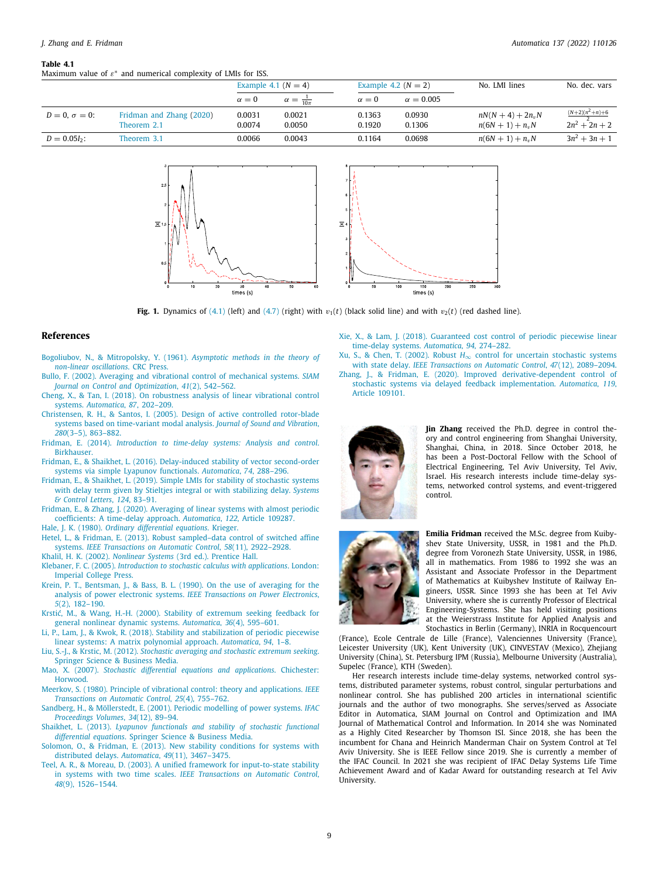**Table 4.1**
Maximum value of $\varepsilon^*$ and numerical complexity of LMIs for ISS.

| | | Example 4.1 ($N = 4$) | | Example 4.2 ($N = 2$) | | No. LMI lines | No. dec. vars |
|---|---|---|---|---|---|---|---|
| | | $\alpha = 0$ | $\alpha = \frac{1}{10\pi}$ | $\alpha = 0$ | $\alpha = 0.005$ | | |
| $D = 0$, $\sigma = 0$: | Fridman and Zhang (2020) | 0.0031 | 0.0021 | 0.1363 | 0.0930 | $nN(N+4) + 2n_v N$ | $\frac{(N+2)(n^2+n)+6}{2}$ |
| | Theorem 2.1 | 0.0074 | 0.0050 | 0.1920 | 0.1306 | $n(6N+1) + n_v N$ | $2n^2 + 2n + 2$ |
| $D = 0.05I_2$: | Theorem 3.1 | 0.0066 | 0.0043 | 0.1164 | 0.0698 | $n(6N+1) + n_v N$ | $3n^2 + 3n + 1$ |

3
2.5
2
|x| 1.5
1
0.5
0
0 10 20 30 40 50 60
times (s)

8
7
6
5
|x| 4
3
2
1
0
0 50 100 150 200 250 300
times (s)

**Fig. 1.** Dynamics of (4.1) (left) and (4.7) (right) with $v_1(t)$ (black solid line) and with $v_2(t)$ (red dashed line).

## References

Bogoliubov, N., & Mitropolsky, Y. (1961). *Asymptotic methods in the theory of non-linear oscillations*. CRC Press.

Bullo, F. (2002). Averaging and vibrational control of mechanical systems. *SIAM Journal on Control and Optimization*, *41*(2), 542–562.

Cheng, X., & Tan, I. (2018). On robustness analysis of linear vibrational control systems. *Automatica*, *87*, 202–209.

Christensen, R. H., & Santos, I. (2005). Design of active controlled rotor-blade systems based on time-variant modal analysis. *Journal of Sound and Vibration*, *280*(3–5), 863–882.

Fridman, E. (2014). *Introduction to time-delay systems: Analysis and control*. Birkhauser.

Fridman, E., & Shaikhet, L. (2016). Delay-induced stability of vector second-order systems via simple Lyapunov functionals. *Automatica*, *74*, 288–296.

Fridman, E., & Shaikhet, L. (2019). Simple LMIs for stability of stochastic systems with delay term given by Stieltjes integral or with stabilizing delay. *Systems & Control Letters*, *124*, 83–91.

Fridman, E., & Zhang, J. (2020). Averaging of linear systems with almost periodic coefficients: A time-delay approach. *Automatica*, *122*, Article 109287.

Hale, J. K. (1980). *Ordinary differential equations*. Krieger.

Hetel, L., & Fridman, E. (2013). Robust sampled–data control of switched affine systems. *IEEE Transactions on Automatic Control*, *58*(11), 2922–2928.

Khalil, H. K. (2002). *Nonlinear Systems* (3rd ed.). Prentice Hall.

Klebaner, F. C. (2005). *Introduction to stochastic calculus with applications*. London: Imperial College Press.

Krein, P. T., Bentsman, J., & Bass, B. L. (1990). On the use of averaging for the analysis of power electronic systems. *IEEE Transactions on Power Electronics*, *5*(2), 182–190.

Krstić, M., & Wang, H.-H. (2000). Stability of extremum seeking feedback for general nonlinear dynamic systems. *Automatica*, *36*(4), 595–601.

Li, P., Lam, J., & Kwok, R. (2018). Stability and stabilization of periodic piecewise linear systems: A matrix polynomial approach. *Automatica*, *94*, 1–8.

Liu, S.-J., & Krstic, M. (2012). *Stochastic averaging and stochastic extremum seeking*. Springer Science & Business Media.

Mao, X. (2007). *Stochastic differential equations and applications*. Chichester: Horwood.

Meerkov, S. (1980). Principle of vibrational control: theory and applications. *IEEE Transactions on Automatic Control*, *25*(4), 755–762.

Sandberg, H., & Möllerstedt, E. (2001). Periodic modelling of power systems. *IFAC Proceedings Volumes*, *34*(12), 89–94.

Shaikhet, L. (2013). *Lyapunov functionals and stability of stochastic functional differential equations*. Springer Science & Business Media.

Solomon, O., & Fridman, E. (2013). New stability conditions for systems with distributed delays. *Automatica*, *49*(11), 3467–3475.

Teel, A. R., & Moreau, D. (2003). A unified framework for input-to-state stability in systems with two time scales. *IEEE Transactions on Automatic Control*, *48*(9), 1526–1544.

Xie, X., & Lam, J. (2018). Guaranteed cost control of periodic piecewise linear time-delay systems. *Automatica*, *94*, 274–282.

Xu, S., & Chen, T. (2002). Robust $H_\infty$ control for uncertain stochastic systems with state delay. *IEEE Transactions on Automatic Control*, *47*(12), 2089–2094.

Zhang, J., & Fridman, E. (2020). Improved derivative-dependent control of stochastic systems via delayed feedback implementation. *Automatica*, *119*, Article 109101.

**Jin Zhang** received the Ph.D. degree in control theory and control engineering from Shanghai University, Shanghai, China, in 2018. Since October 2018, he has been a Post-Doctoral Fellow with the School of Electrical Engineering, Tel Aviv University, Tel Aviv, Israel. His research interests include time-delay systems, networked control systems, and event-triggered control.

**Emilia Fridman** received the M.Sc. degree from Kuibyshev State University, USSR, in 1981 and the Ph.D. degree from Voronezh State University, USSR, in 1986, all in mathematics. From 1986 to 1992 she was an Assistant and Associate Professor in the Department of Mathematics at Kuibyshev Institute of Railway Engineers, USSR. Since 1993 she has been at Tel Aviv University, where she is currently Professor of Electrical Engineering-Systems. She has held visiting positions at the Weierstrass Institute for Applied Analysis and Stochastics in Berlin (Germany), INRIA in Rocquencourt (France), Ecole Centrale de Lille (France), Valenciennes University (France), Leicester University (UK), Kent University (UK), CINVESTAV (Mexico), Zhejiang University (China), St. Petersburg IPM (Russia), Melbourne University (Australia), Supelec (France), KTH (Sweden).

Her research interests include time-delay systems, networked control systems, distributed parameter systems, robust control, singular perturbations and nonlinear control. She has published 200 articles in international scientific journals and the author of two monographs. She serves/served as Associate Editor in Automatica, SIAM Journal on Control and Optimization and IMA Journal of Mathematical Control and Information. In 2014 she was Nominated as a Highly Cited Researcher by Thomson ISI. Since 2018, she has been the incumbent for Chana and Heinrich Manderman Chair on System Control at Tel Aviv University. She is IEEE Fellow since 2019. She is currently a member of the IFAC Council. In 2021 she was recipient of IFAC Delay Systems Life Time Achievement Award and of Kadar Award for outstanding research at Tel Aviv University.